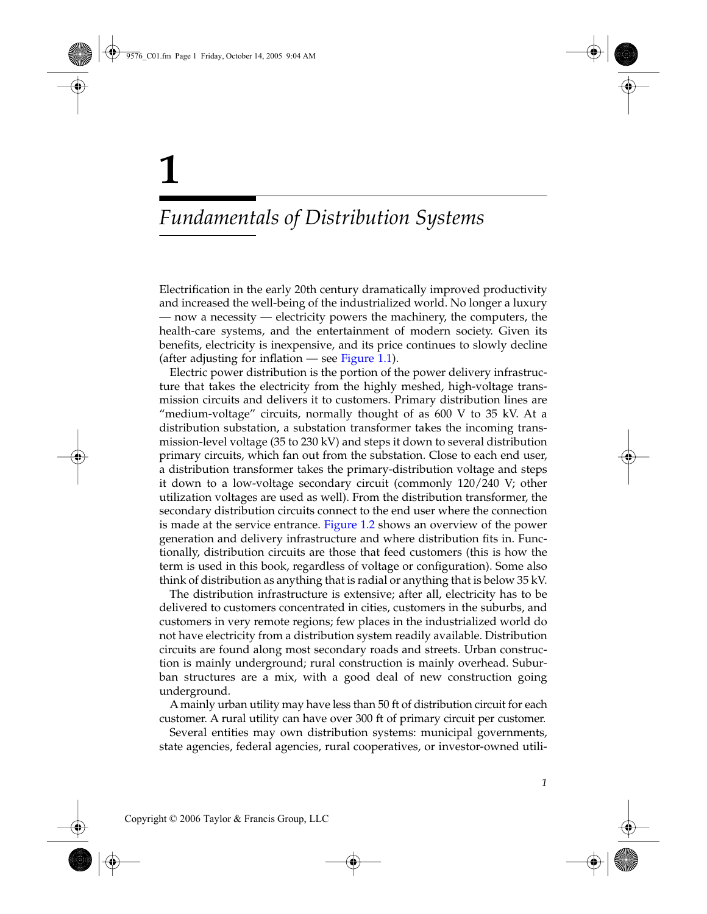# 1

## *Fundamentals of Distribution Systems*

Electrification in the early 20th century dramatically improved productivity and increased the well-being of the industrialized world. No longer a luxury — now a necessity — electricity powers the machinery, the computers, the health-care systems, and the entertainment of modern society. Given its benefits, electricity is inexpensive, and its price continues to slowly decline (after adjusting for inflation — see Figure 1.1).

Electric power distribution is the portion of the power delivery infrastructure that takes the electricity from the highly meshed, high-voltage transmission circuits and delivers it to customers. Primary distribution lines are "medium-voltage" circuits, normally thought of as 600 V to 35 kV. At a distribution substation, a substation transformer takes the incoming transmission-level voltage (35 to 230 kV) and steps it down to several distribution primary circuits, which fan out from the substation. Close to each end user, a distribution transformer takes the primary-distribution voltage and steps it down to a low-voltage secondary circuit (commonly 120/240 V; other utilization voltages are used as well). From the distribution transformer, the secondary distribution circuits connect to the end user where the connection is made at the service entrance. Figure 1.2 shows an overview of the power generation and delivery infrastructure and where distribution fits in. Functionally, distribution circuits are those that feed customers (this is how the term is used in this book, regardless of voltage or configuration). Some also think of distribution as anything that is radial or anything that is below 35 kV.

The distribution infrastructure is extensive; after all, electricity has to be delivered to customers concentrated in cities, customers in the suburbs, and customers in very remote regions; few places in the industrialized world do not have electricity from a distribution system readily available. Distribution circuits are found along most secondary roads and streets. Urban construction is mainly underground; rural construction is mainly overhead. Suburban structures are a mix, with a good deal of new construction going underground.

A mainly urban utility may have less than 50 ft of distribution circuit for each customer. A rural utility can have over 300 ft of primary circuit per customer.

Several entities may own distribution systems: municipal governments, state agencies, federal agencies, rural cooperatives, or investor-owned utili-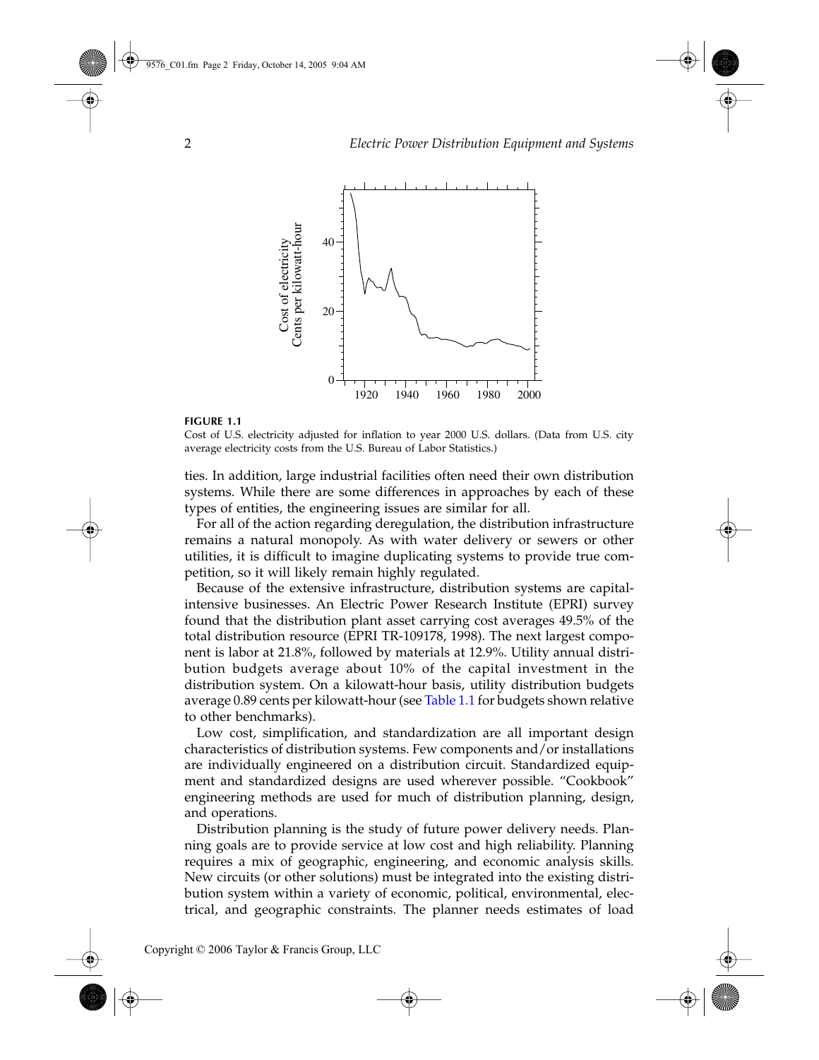Cost of electricity
Cents per kilowatt-hour

40
20
0

1920
1940
1960
1980
2000

**FIGURE 1.1**
Cost of U.S. electricity adjusted for inflation to year 2000 U.S. dollars. (Data from U.S. city average electricity costs from the U.S. Bureau of Labor Statistics.)

ties. In addition, large industrial facilities often need their own distribution systems. While there are some differences in approaches by each of these types of entities, the engineering issues are similar for all.

For all of the action regarding deregulation, the distribution infrastructure remains a natural monopoly. As with water delivery or sewers or other utilities, it is difficult to imagine duplicating systems to provide true competition, so it will likely remain highly regulated.

Because of the extensive infrastructure, distribution systems are capital-intensive businesses. An Electric Power Research Institute (EPRI) survey found that the distribution plant asset carrying cost averages 49.5% of the total distribution resource (EPRI TR-109178, 1998). The next largest component is labor at 21.8%, followed by materials at 12.9%. Utility annual distribution budgets average about 10% of the capital investment in the distribution system. On a kilowatt-hour basis, utility distribution budgets average 0.89 cents per kilowatt-hour (see Table 1.1 for budgets shown relative to other benchmarks).

Low cost, simplification, and standardization are all important design characteristics of distribution systems. Few components and/or installations are individually engineered on a distribution circuit. Standardized equipment and standardized designs are used wherever possible. "Cookbook" engineering methods are used for much of distribution planning, design, and operations.

Distribution planning is the study of future power delivery needs. Planning goals are to provide service at low cost and high reliability. Planning requires a mix of geographic, engineering, and economic analysis skills. New circuits (or other solutions) must be integrated into the existing distribution system within a variety of economic, political, environmental, electrical, and geographic constraints. The planner needs estimates of load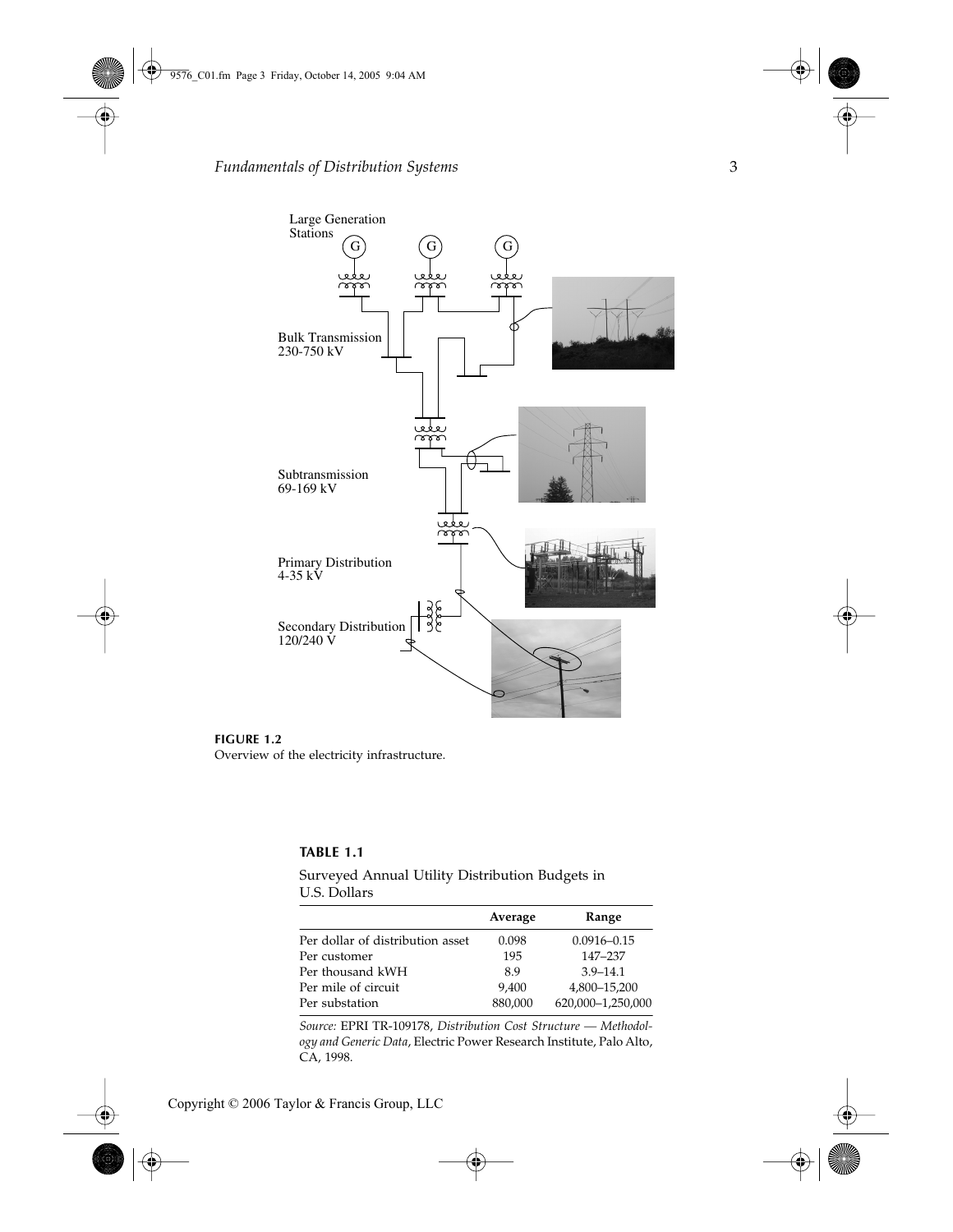Large Generation Stations

G

G

G

Bulk Transmission
230-750 kV

Subtransmission
69-169 kV

Primary Distribution
4-35 kV

Secondary Distribution
120/240 V

**FIGURE 1.2**
Overview of the electricity infrastructure.

**TABLE 1.1**

Surveyed Annual Utility Distribution Budgets in U.S. Dollars

| | Average | Range |
|---|---|---|
| Per dollar of distribution asset | 0.098 | 0.0916–0.15 |
| Per customer | 195 | 147–237 |
| Per thousand kWH | 8.9 | 3.9–14.1 |
| Per mile of circuit | 9,400 | 4,800–15,200 |
| Per substation | 880,000 | 620,000–1,250,000 |

*Source:* EPRI TR-109178, *Distribution Cost Structure — Methodology and Generic Data*, Electric Power Research Institute, Palo Alto, CA, 1998.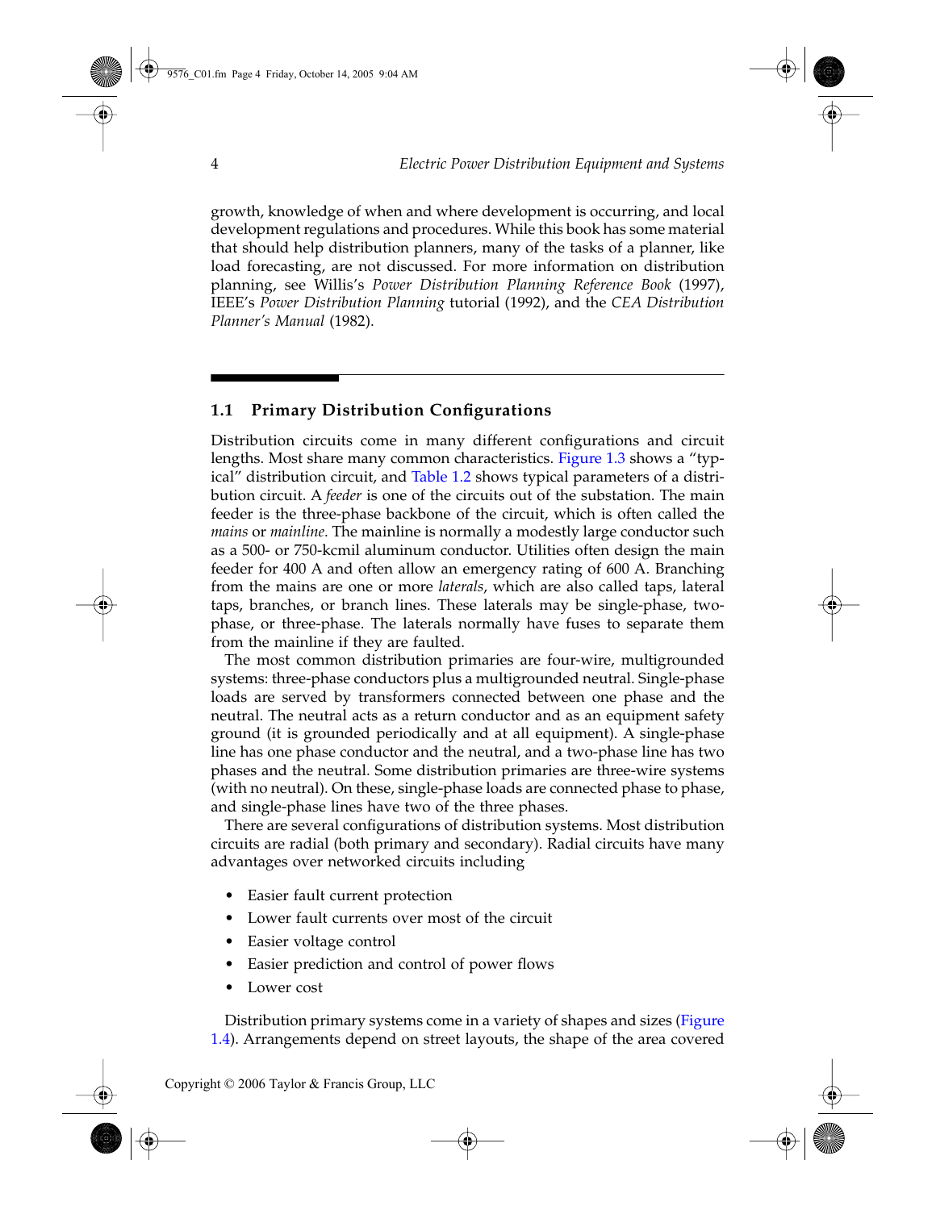growth, knowledge of when and where development is occurring, and local development regulations and procedures. While this book has some material that should help distribution planners, many of the tasks of a planner, like load forecasting, are not discussed. For more information on distribution planning, see Willis's *Power Distribution Planning Reference Book* (1997), IEEE's *Power Distribution Planning* tutorial (1992), and the *CEA Distribution Planner's Manual* (1982).

## 1.1 Primary Distribution Configurations

Distribution circuits come in many different configurations and circuit lengths. Most share many common characteristics. Figure 1.3 shows a "typical" distribution circuit, and Table 1.2 shows typical parameters of a distribution circuit. A *feeder* is one of the circuits out of the substation. The main feeder is the three-phase backbone of the circuit, which is often called the *mains* or *mainline*. The mainline is normally a modestly large conductor such as a 500- or 750-kcmil aluminum conductor. Utilities often design the main feeder for 400 A and often allow an emergency rating of 600 A. Branching from the mains are one or more *laterals*, which are also called taps, lateral taps, branches, or branch lines. These laterals may be single-phase, two-phase, or three-phase. The laterals normally have fuses to separate them from the mainline if they are faulted.

The most common distribution primaries are four-wire, multigrounded systems: three-phase conductors plus a multigrounded neutral. Single-phase loads are served by transformers connected between one phase and the neutral. The neutral acts as a return conductor and as an equipment safety ground (it is grounded periodically and at all equipment). A single-phase line has one phase conductor and the neutral, and a two-phase line has two phases and the neutral. Some distribution primaries are three-wire systems (with no neutral). On these, single-phase loads are connected phase to phase, and single-phase lines have two of the three phases.

There are several configurations of distribution systems. Most distribution circuits are radial (both primary and secondary). Radial circuits have many advantages over networked circuits including

- Easier fault current protection
- Lower fault currents over most of the circuit
- Easier voltage control
- Easier prediction and control of power flows
- Lower cost

Distribution primary systems come in a variety of shapes and sizes (Figure 1.4). Arrangements depend on street layouts, the shape of the area covered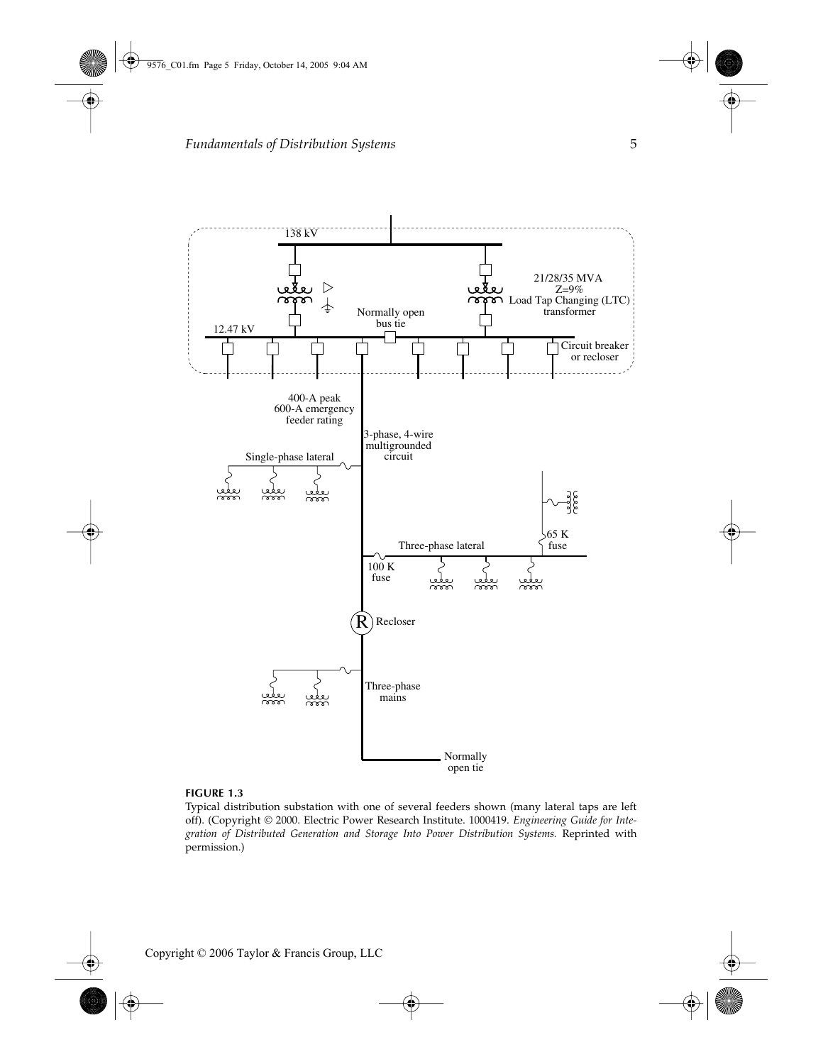138 kV

21/28/35 MVA
Z=9%
Load Tap Changing (LTC)
transformer

Normally open
bus tie

12.47 kV

Circuit breaker
or recloser

400-A peak
600-A emergency
feeder rating

3-phase, 4-wire
multigrounded
circuit

Single-phase lateral

65 K
fuse

Three-phase lateral

100 K
fuse

Recloser

Three-phase
mains

Normally
open tie

**FIGURE 1.3**

Typical distribution substation with one of several feeders shown (many lateral taps are left off). (Copyright © 2000. Electric Power Research Institute. 1000419. *Engineering Guide for Integration of Distributed Generation and Storage Into Power Distribution Systems.* Reprinted with permission.)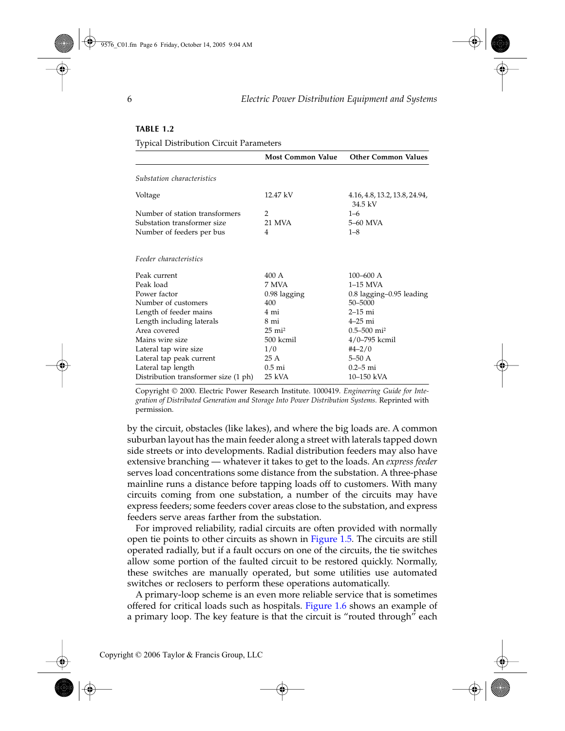**TABLE 1.2**

Typical Distribution Circuit Parameters

| | Most Common Value | Other Common Values |
|---|---|---|
| *Substation characteristics* | | |
| Voltage | 12.47 kV | 4.16, 4.8, 13.2, 13.8, 24.94, 34.5 kV |
| Number of station transformers | 2 | 1–6 |
| Substation transformer size | 21 MVA | 5–60 MVA |
| Number of feeders per bus | 4 | 1–8 |
| *Feeder characteristics* | | |
| Peak current | 400 A | 100–600 A |
| Peak load | 7 MVA | 1–15 MVA |
| Power factor | 0.98 lagging | 0.8 lagging–0.95 leading |
| Number of customers | 400 | 50–5000 |
| Length of feeder mains | 4 mi | 2–15 mi |
| Length including laterals | 8 mi | 4–25 mi |
| Area covered | 25 mi$^2$ | 0.5–500 mi$^2$ |
| Mains wire size | 500 kcmil | 4/0–795 kcmil |
| Lateral tap wire size | 1/0 | #4–2/0 |
| Lateral tap peak current | 25 A | 5–50 A |
| Lateral tap length | 0.5 mi | 0.2–5 mi |
| Distribution transformer size (1 ph) | 25 kVA | 10–150 kVA |

Copyright © 2000. Electric Power Research Institute. 1000419. *Engineering Guide for Integration of Distributed Generation and Storage Into Power Distribution Systems.* Reprinted with permission.

by the circuit, obstacles (like lakes), and where the big loads are. A common suburban layout has the main feeder along a street with laterals tapped down side streets or into developments. Radial distribution feeders may also have extensive branching — whatever it takes to get to the loads. An *express feeder* serves load concentrations some distance from the substation. A three-phase mainline runs a distance before tapping loads off to customers. With many circuits coming from one substation, a number of the circuits may have express feeders; some feeders cover areas close to the substation, and express feeders serve areas farther from the substation.

For improved reliability, radial circuits are often provided with normally open tie points to other circuits as shown in Figure 1.5. The circuits are still operated radially, but if a fault occurs on one of the circuits, the tie switches allow some portion of the faulted circuit to be restored quickly. Normally, these switches are manually operated, but some utilities use automated switches or reclosers to perform these operations automatically.

A primary-loop scheme is an even more reliable service that is sometimes offered for critical loads such as hospitals. Figure 1.6 shows an example of a primary loop. The key feature is that the circuit is "routed through" each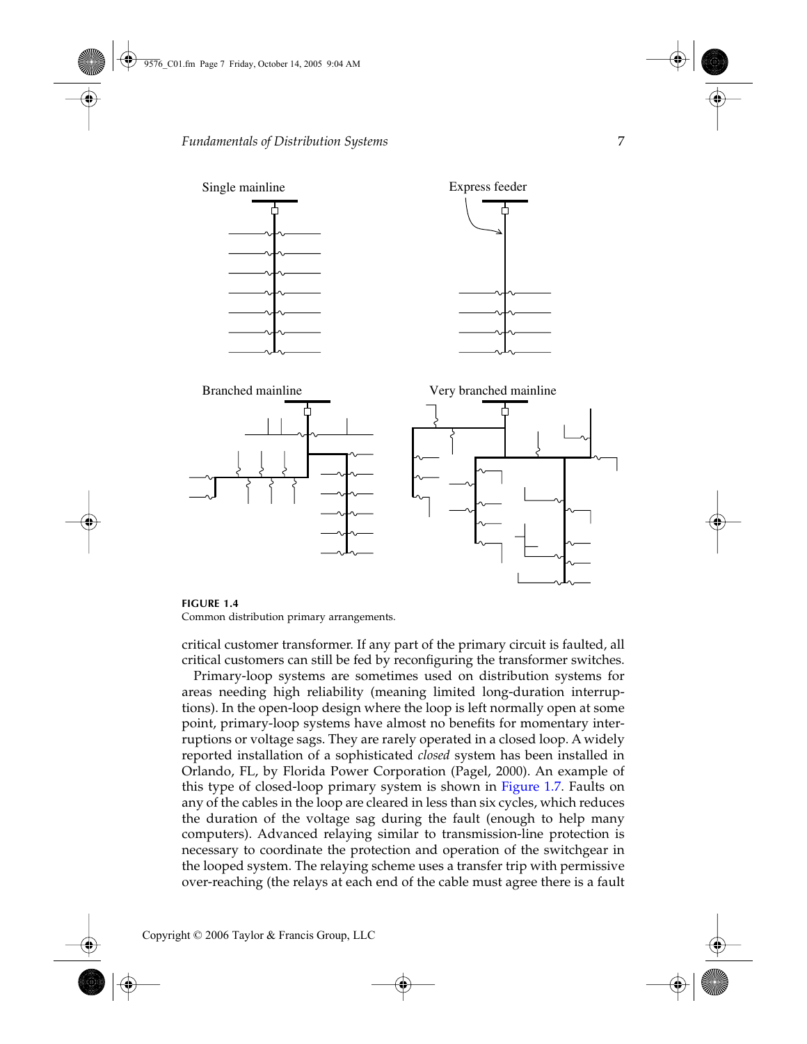Single mainline

Express feeder

Branched mainline

Very branched mainline

**FIGURE 1.4**
Common distribution primary arrangements.

critical customer transformer. If any part of the primary circuit is faulted, all critical customers can still be fed by reconfiguring the transformer switches.

Primary-loop systems are sometimes used on distribution systems for areas needing high reliability (meaning limited long-duration interruptions). In the open-loop design where the loop is left normally open at some point, primary-loop systems have almost no benefits for momentary interruptions or voltage sags. They are rarely operated in a closed loop. A widely reported installation of a sophisticated *closed* system has been installed in Orlando, FL, by Florida Power Corporation (Pagel, 2000). An example of this type of closed-loop primary system is shown in Figure 1.7. Faults on any of the cables in the loop are cleared in less than six cycles, which reduces the duration of the voltage sag during the fault (enough to help many computers). Advanced relaying similar to transmission-line protection is necessary to coordinate the protection and operation of the switchgear in the looped system. The relaying scheme uses a transfer trip with permissive over-reaching (the relays at each end of the cable must agree there is a fault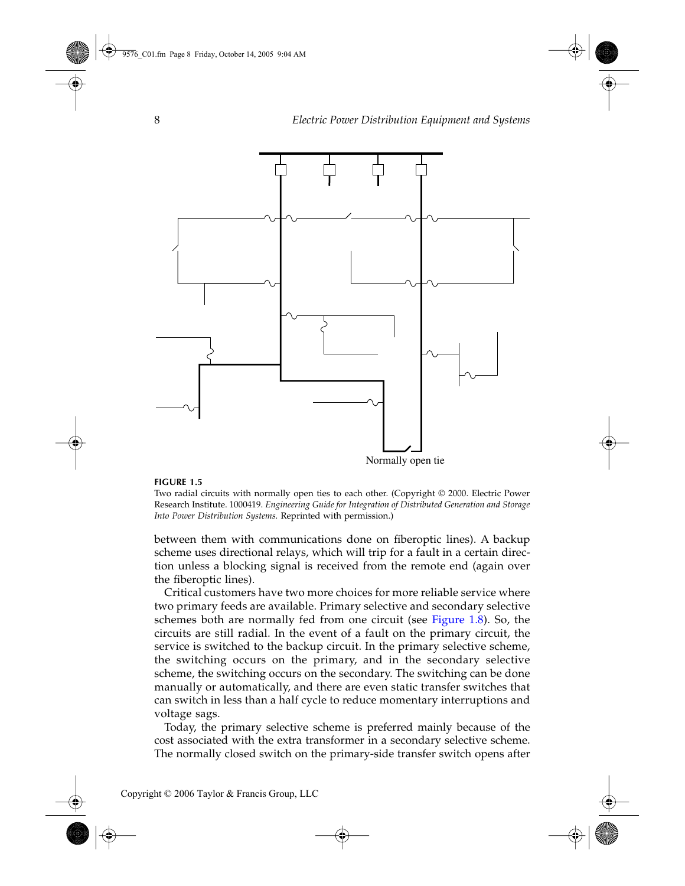Normally open tie

**FIGURE 1.5**
Two radial circuits with normally open ties to each other. (Copyright © 2000. Electric Power Research Institute. 1000419. *Engineering Guide for Integration of Distributed Generation and Storage Into Power Distribution Systems.* Reprinted with permission.)

between them with communications done on fiberoptic lines). A backup scheme uses directional relays, which will trip for a fault in a certain direction unless a blocking signal is received from the remote end (again over the fiberoptic lines).

Critical customers have two more choices for more reliable service where two primary feeds are available. Primary selective and secondary selective schemes both are normally fed from one circuit (see Figure 1.8). So, the circuits are still radial. In the event of a fault on the primary circuit, the service is switched to the backup circuit. In the primary selective scheme, the switching occurs on the primary, and in the secondary selective scheme, the switching occurs on the secondary. The switching can be done manually or automatically, and there are even static transfer switches that can switch in less than a half cycle to reduce momentary interruptions and voltage sags.

Today, the primary selective scheme is preferred mainly because of the cost associated with the extra transformer in a secondary selective scheme. The normally closed switch on the primary-side transfer switch opens after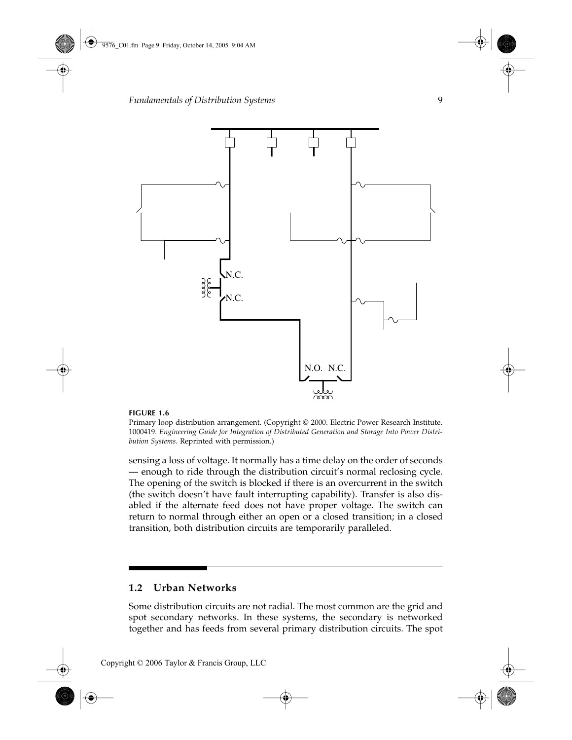N.C.

N.C.

N.O. N.C.

**FIGURE 1.6**

Primary loop distribution arrangement. (Copyright © 2000. Electric Power Research Institute. 1000419. *Engineering Guide for Integration of Distributed Generation and Storage Into Power Distribution Systems.* Reprinted with permission.)

sensing a loss of voltage. It normally has a time delay on the order of seconds — enough to ride through the distribution circuit's normal reclosing cycle. The opening of the switch is blocked if there is an overcurrent in the switch (the switch doesn't have fault interrupting capability). Transfer is also disabled if the alternate feed does not have proper voltage. The switch can return to normal through either an open or a closed transition; in a closed transition, both distribution circuits are temporarily paralleled.

## 1.2 Urban Networks

Some distribution circuits are not radial. The most common are the grid and spot secondary networks. In these systems, the secondary is networked together and has feeds from several primary distribution circuits. The spot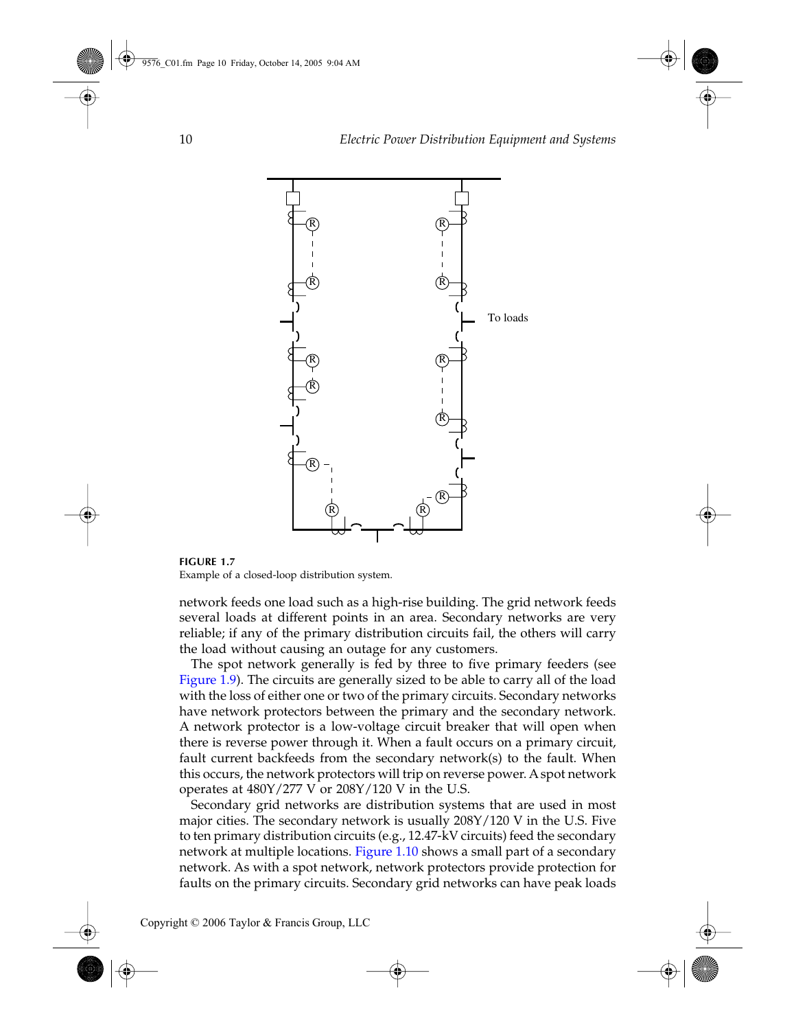To loads

**FIGURE 1.7**
Example of a closed-loop distribution system.

network feeds one load such as a high-rise building. The grid network feeds several loads at different points in an area. Secondary networks are very reliable; if any of the primary distribution circuits fail, the others will carry the load without causing an outage for any customers.

The spot network generally is fed by three to five primary feeders (see Figure 1.9). The circuits are generally sized to be able to carry all of the load with the loss of either one or two of the primary circuits. Secondary networks have network protectors between the primary and the secondary network. A network protector is a low-voltage circuit breaker that will open when there is reverse power through it. When a fault occurs on a primary circuit, fault current backfeeds from the secondary network(s) to the fault. When this occurs, the network protectors will trip on reverse power. A spot network operates at 480Y/277 V or 208Y/120 V in the U.S.

Secondary grid networks are distribution systems that are used in most major cities. The secondary network is usually 208Y/120 V in the U.S. Five to ten primary distribution circuits (e.g., 12.47-kV circuits) feed the secondary network at multiple locations. Figure 1.10 shows a small part of a secondary network. As with a spot network, network protectors provide protection for faults on the primary circuits. Secondary grid networks can have peak loads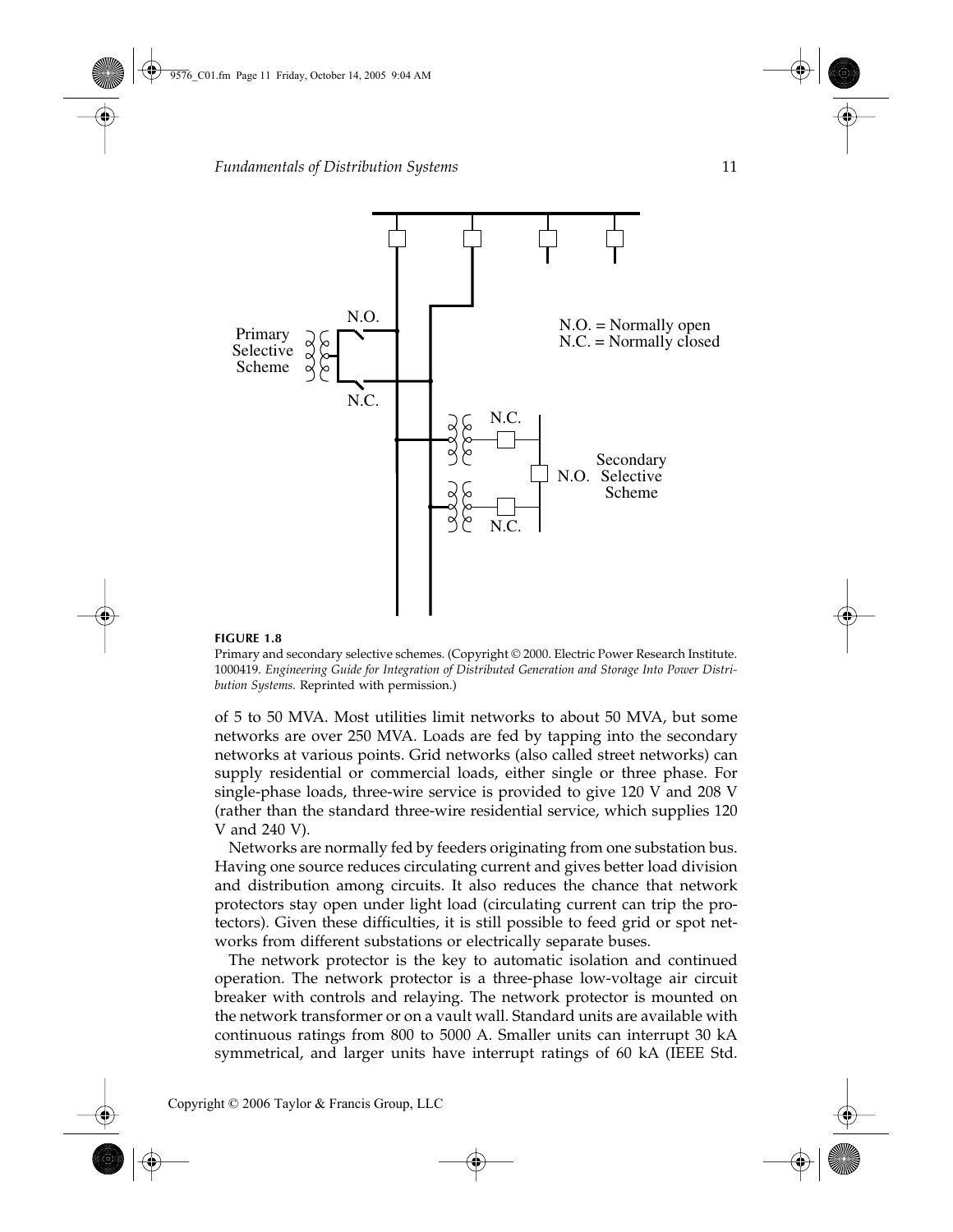Primary Selective Scheme

N.O.

N.C.

N.O. = Normally open
N.C. = Normally closed

N.C.

N.O.

N.C.

Secondary Selective Scheme

**FIGURE 1.8**

Primary and secondary selective schemes. (Copyright © 2000. Electric Power Research Institute. 1000419. *Engineering Guide for Integration of Distributed Generation and Storage Into Power Distribution Systems.* Reprinted with permission.)

of 5 to 50 MVA. Most utilities limit networks to about 50 MVA, but some networks are over 250 MVA. Loads are fed by tapping into the secondary networks at various points. Grid networks (also called street networks) can supply residential or commercial loads, either single or three phase. For single-phase loads, three-wire service is provided to give 120 V and 208 V (rather than the standard three-wire residential service, which supplies 120 V and 240 V).

Networks are normally fed by feeders originating from one substation bus. Having one source reduces circulating current and gives better load division and distribution among circuits. It also reduces the chance that network protectors stay open under light load (circulating current can trip the protectors). Given these difficulties, it is still possible to feed grid or spot networks from different substations or electrically separate buses.

The network protector is the key to automatic isolation and continued operation. The network protector is a three-phase low-voltage air circuit breaker with controls and relaying. The network protector is mounted on the network transformer or on a vault wall. Standard units are available with continuous ratings from 800 to 5000 A. Smaller units can interrupt 30 kA symmetrical, and larger units have interrupt ratings of 60 kA (IEEE Std.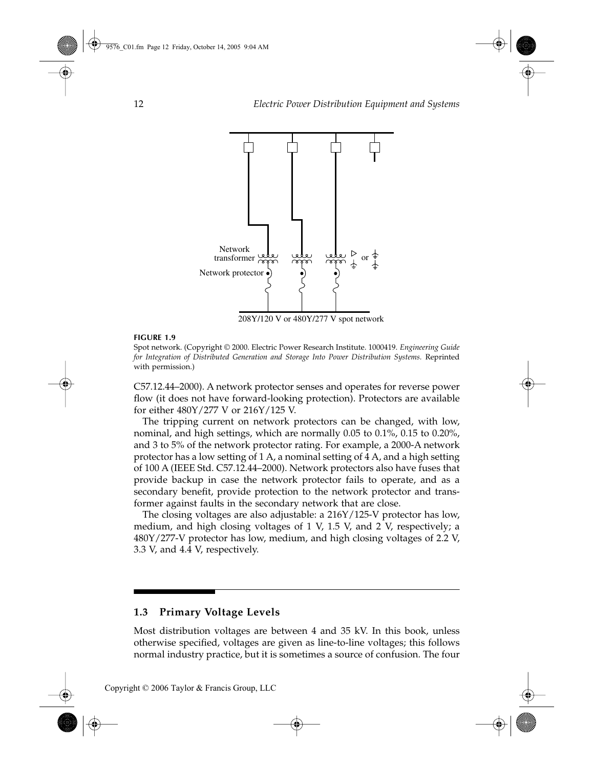**FIGURE 1.9**

Spot network. (Copyright © 2000. Electric Power Research Institute. 1000419. *Engineering Guide for Integration of Distributed Generation and Storage Into Power Distribution Systems.* Reprinted with permission.)

C57.12.44–2000). A network protector senses and operates for reverse power flow (it does not have forward-looking protection). Protectors are available for either 480Y/277 V or 216Y/125 V.

The tripping current on network protectors can be changed, with low, nominal, and high settings, which are normally 0.05 to 0.1%, 0.15 to 0.20%, and 3 to 5% of the network protector rating. For example, a 2000-A network protector has a low setting of 1 A, a nominal setting of 4 A, and a high setting of 100 A (IEEE Std. C57.12.44–2000). Network protectors also have fuses that provide backup in case the network protector fails to operate, and as a secondary benefit, provide protection to the network protector and transformer against faults in the secondary network that are close.

The closing voltages are also adjustable: a 216Y/125-V protector has low, medium, and high closing voltages of 1 V, 1.5 V, and 2 V, respectively; a 480Y/277-V protector has low, medium, and high closing voltages of 2.2 V, 3.3 V, and 4.4 V, respectively.

## 1.3 Primary Voltage Levels

Most distribution voltages are between 4 and 35 kV. In this book, unless otherwise specified, voltages are given as line-to-line voltages; this follows normal industry practice, but it is sometimes a source of confusion. The four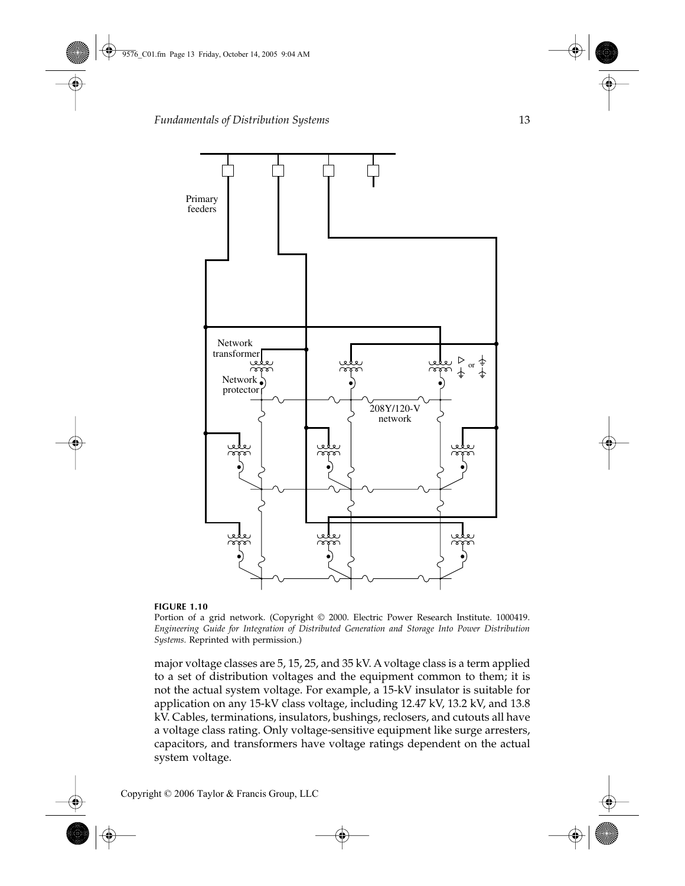Primary feeders

Network transformer

Network protector

or

208Y/120-V network

**FIGURE 1.10**
Portion of a grid network. (Copyright © 2000. Electric Power Research Institute. 1000419. *Engineering Guide for Integration of Distributed Generation and Storage Into Power Distribution Systems.* Reprinted with permission.)

major voltage classes are 5, 15, 25, and 35 kV. A voltage class is a term applied to a set of distribution voltages and the equipment common to them; it is not the actual system voltage. For example, a 15-kV insulator is suitable for application on any 15-kV class voltage, including 12.47 kV, 13.2 kV, and 13.8 kV. Cables, terminations, insulators, bushings, reclosers, and cutouts all have a voltage class rating. Only voltage-sensitive equipment like surge arresters, capacitors, and transformers have voltage ratings dependent on the actual system voltage.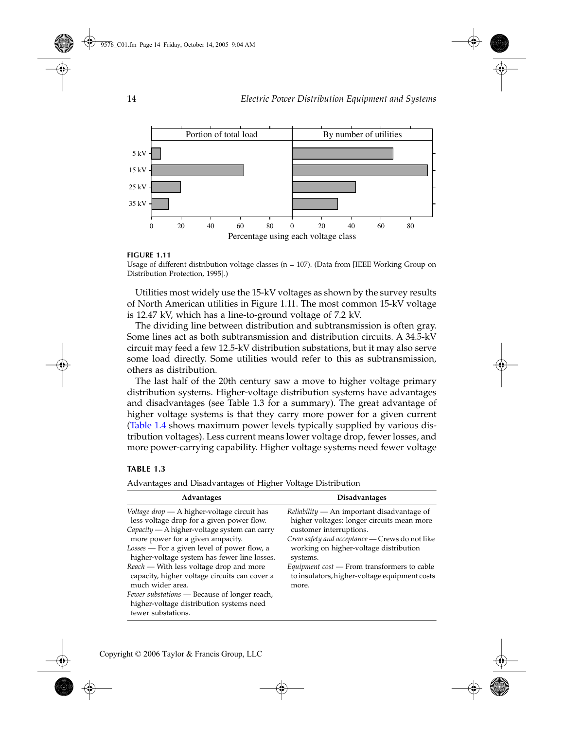Portion of total load

By number of utilities

5 kV

15 kV

25 kV

35 kV

0 20 40 60 80 0 20 40 60 80

Percentage using each voltage class

**FIGURE 1.11**
Usage of different distribution voltage classes (n = 107). (Data from [IEEE Working Group on Distribution Protection, 1995].)

Utilities most widely use the 15-kV voltages as shown by the survey results of North American utilities in Figure 1.11. The most common 15-kV voltage is 12.47 kV, which has a line-to-ground voltage of 7.2 kV.

The dividing line between distribution and subtransmission is often gray. Some lines act as both subtransmission and distribution circuits. A 34.5-kV circuit may feed a few 12.5-kV distribution substations, but it may also serve some load directly. Some utilities would refer to this as subtransmission, others as distribution.

The last half of the 20th century saw a move to higher voltage primary distribution systems. Higher-voltage distribution systems have advantages and disadvantages (see Table 1.3 for a summary). The great advantage of higher voltage systems is that they carry more power for a given current (Table 1.4 shows maximum power levels typically supplied by various distribution voltages). Less current means lower voltage drop, fewer losses, and more power-carrying capability. Higher voltage systems need fewer voltage

**TABLE 1.3**

Advantages and Disadvantages of Higher Voltage Distribution

| Advantages | Disadvantages |
|---|---|
| *Voltage drop* — A higher-voltage circuit has less voltage drop for a given power flow. | *Reliability* — An important disadvantage of higher voltages: longer circuits mean more customer interruptions. |
| *Capacity* — A higher-voltage system can carry more power for a given ampacity. | *Crew safety and acceptance* — Crews do not like working on higher-voltage distribution systems. |
| *Losses* — For a given level of power flow, a higher-voltage system has fewer line losses. | *Equipment cost* — From transformers to cable to insulators, higher-voltage equipment costs more. |
| *Reach* — With less voltage drop and more capacity, higher voltage circuits can cover a much wider area. | |
| *Fewer substations* — Because of longer reach, higher-voltage distribution systems need fewer substations. | |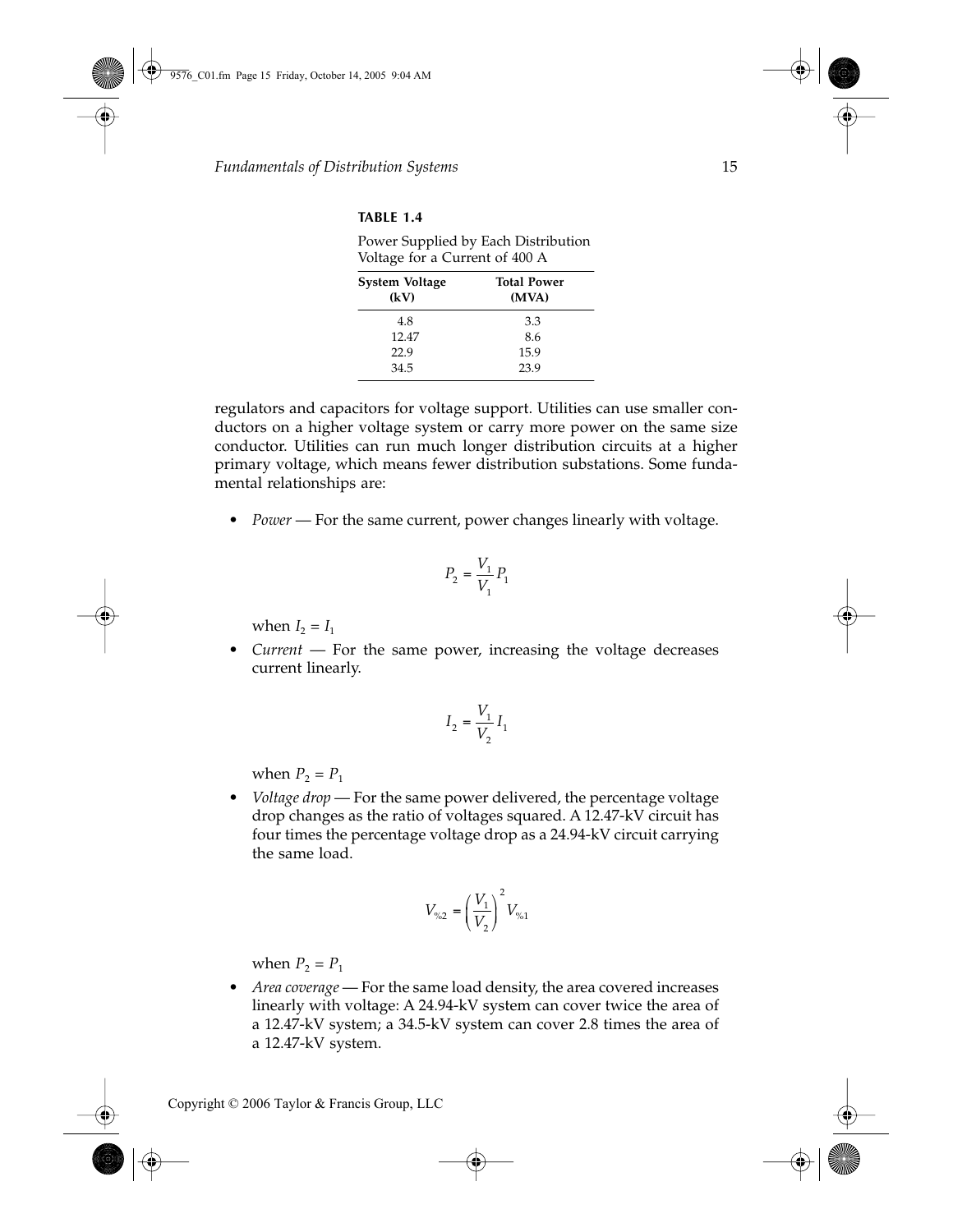**TABLE 1.4**

Power Supplied by Each Distribution Voltage for a Current of 400 A

| System Voltage (kV) | Total Power (MVA) |
|---|---|
| 4.8 | 3.3 |
| 12.47 | 8.6 |
| 22.9 | 15.9 |
| 34.5 | 23.9 |

regulators and capacitors for voltage support. Utilities can use smaller conductors on a higher voltage system or carry more power on the same size conductor. Utilities can run much longer distribution circuits at a higher primary voltage, which means fewer distribution substations. Some fundamental relationships are:

- *Power* — For the same current, power changes linearly with voltage.

$$P_2 = \frac{V_1}{V_1} P_1$$

  when $I_2 = I_1$

- *Current* — For the same power, increasing the voltage decreases current linearly.

$$I_2 = \frac{V_1}{V_2} I_1$$

  when $P_2 = P_1$

- *Voltage drop* — For the same power delivered, the percentage voltage drop changes as the ratio of voltages squared. A 12.47-kV circuit has four times the percentage voltage drop as a 24.94-kV circuit carrying the same load.

$$V_{\%2} = \left(\frac{V_1}{V_2}\right)^2 V_{\%1}$$

  when $P_2 = P_1$

- *Area coverage* — For the same load density, the area covered increases linearly with voltage: A 24.94-kV system can cover twice the area of a 12.47-kV system; a 34.5-kV system can cover 2.8 times the area of a 12.47-kV system.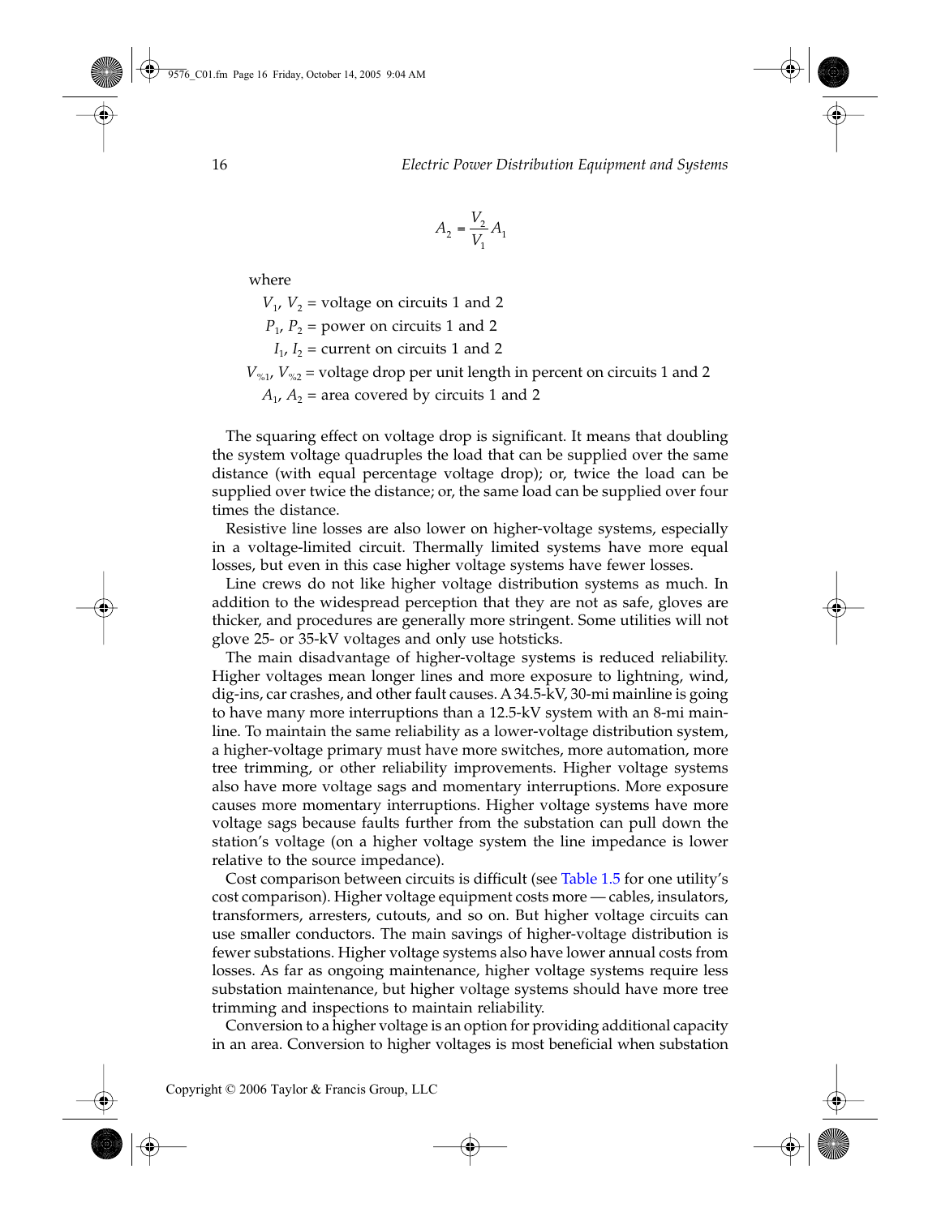$$A_2 = \frac{V_2}{V_1} A_1$$

where

$V_1$, $V_2$ = voltage on circuits 1 and 2
$P_1$, $P_2$ = power on circuits 1 and 2
$I_1$, $I_2$ = current on circuits 1 and 2
$V_{\%1}$, $V_{\%2}$ = voltage drop per unit length in percent on circuits 1 and 2
$A_1$, $A_2$ = area covered by circuits 1 and 2

The squaring effect on voltage drop is significant. It means that doubling the system voltage quadruples the load that can be supplied over the same distance (with equal percentage voltage drop); or, twice the load can be supplied over twice the distance; or, the same load can be supplied over four times the distance.

Resistive line losses are also lower on higher-voltage systems, especially in a voltage-limited circuit. Thermally limited systems have more equal losses, but even in this case higher voltage systems have fewer losses.

Line crews do not like higher voltage distribution systems as much. In addition to the widespread perception that they are not as safe, gloves are thicker, and procedures are generally more stringent. Some utilities will not glove 25- or 35-kV voltages and only use hotsticks.

The main disadvantage of higher-voltage systems is reduced reliability. Higher voltages mean longer lines and more exposure to lightning, wind, dig-ins, car crashes, and other fault causes. A 34.5-kV, 30-mi mainline is going to have many more interruptions than a 12.5-kV system with an 8-mi mainline. To maintain the same reliability as a lower-voltage distribution system, a higher-voltage primary must have more switches, more automation, more tree trimming, or other reliability improvements. Higher voltage systems also have more voltage sags and momentary interruptions. More exposure causes more momentary interruptions. Higher voltage systems have more voltage sags because faults further from the substation can pull down the station's voltage (on a higher voltage system the line impedance is lower relative to the source impedance).

Cost comparison between circuits is difficult (see Table 1.5 for one utility's cost comparison). Higher voltage equipment costs more — cables, insulators, transformers, arresters, cutouts, and so on. But higher voltage circuits can use smaller conductors. The main savings of higher-voltage distribution is fewer substations. Higher voltage systems also have lower annual costs from losses. As far as ongoing maintenance, higher voltage systems require less substation maintenance, but higher voltage systems should have more tree trimming and inspections to maintain reliability.

Conversion to a higher voltage is an option for providing additional capacity in an area. Conversion to higher voltages is most beneficial when substation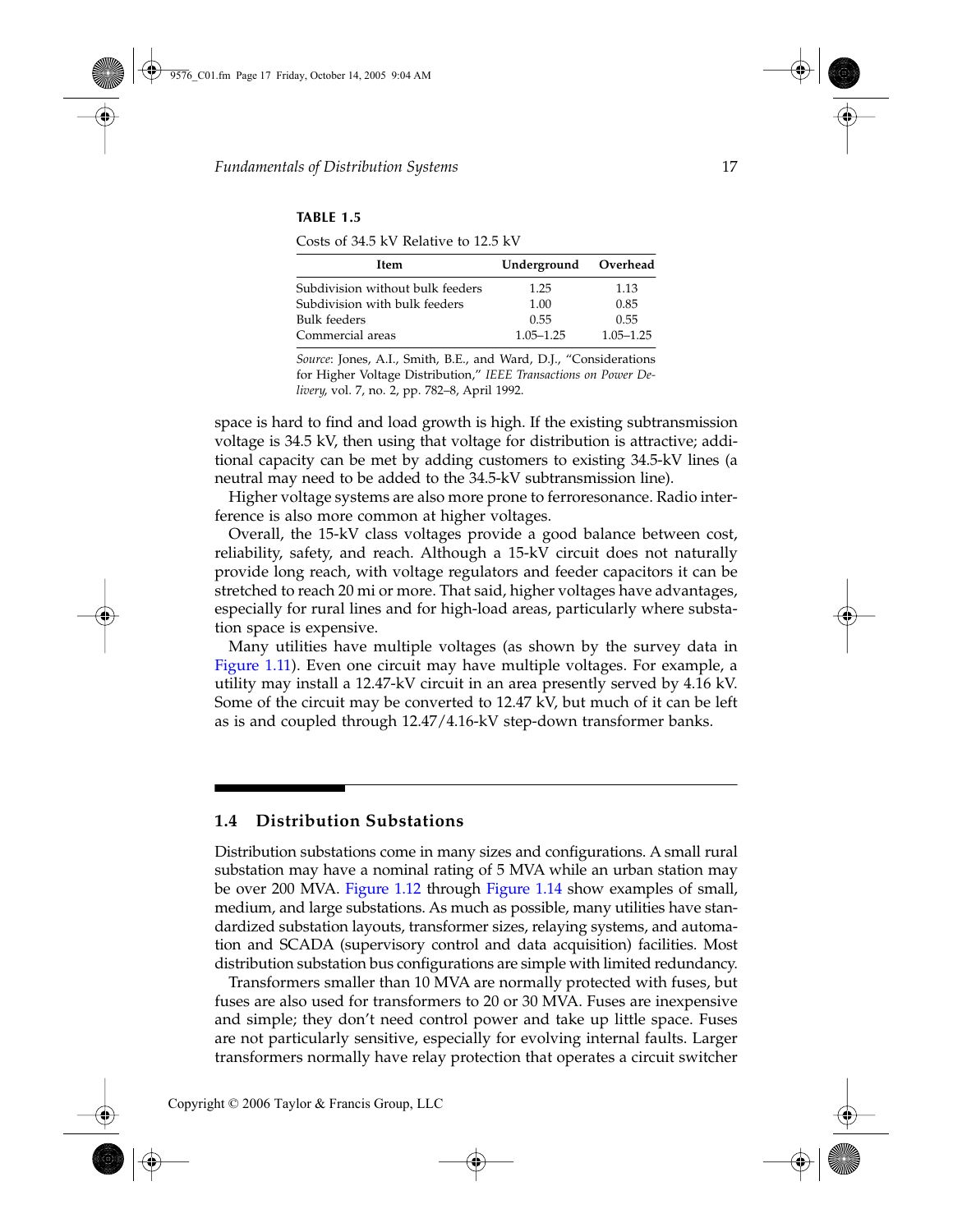**TABLE 1.5**

Costs of 34.5 kV Relative to 12.5 kV

| Item | Underground | Overhead |
|---|---|---|
| Subdivision without bulk feeders | 1.25 | 1.13 |
| Subdivision with bulk feeders | 1.00 | 0.85 |
| Bulk feeders | 0.55 | 0.55 |
| Commercial areas | 1.05–1.25 | 1.05–1.25 |

*Source*: Jones, A.I., Smith, B.E., and Ward, D.J., "Considerations for Higher Voltage Distribution," *IEEE Transactions on Power Delivery*, vol. 7, no. 2, pp. 782–8, April 1992.

space is hard to find and load growth is high. If the existing subtransmission voltage is 34.5 kV, then using that voltage for distribution is attractive; additional capacity can be met by adding customers to existing 34.5-kV lines (a neutral may need to be added to the 34.5-kV subtransmission line).

Higher voltage systems are also more prone to ferroresonance. Radio interference is also more common at higher voltages.

Overall, the 15-kV class voltages provide a good balance between cost, reliability, safety, and reach. Although a 15-kV circuit does not naturally provide long reach, with voltage regulators and feeder capacitors it can be stretched to reach 20 mi or more. That said, higher voltages have advantages, especially for rural lines and for high-load areas, particularly where substation space is expensive.

Many utilities have multiple voltages (as shown by the survey data in Figure 1.11). Even one circuit may have multiple voltages. For example, a utility may install a 12.47-kV circuit in an area presently served by 4.16 kV. Some of the circuit may be converted to 12.47 kV, but much of it can be left as is and coupled through 12.47/4.16-kV step-down transformer banks.

## 1.4 Distribution Substations

Distribution substations come in many sizes and configurations. A small rural substation may have a nominal rating of 5 MVA while an urban station may be over 200 MVA. Figure 1.12 through Figure 1.14 show examples of small, medium, and large substations. As much as possible, many utilities have standardized substation layouts, transformer sizes, relaying systems, and automation and SCADA (supervisory control and data acquisition) facilities. Most distribution substation bus configurations are simple with limited redundancy.

Transformers smaller than 10 MVA are normally protected with fuses, but fuses are also used for transformers to 20 or 30 MVA. Fuses are inexpensive and simple; they don't need control power and take up little space. Fuses are not particularly sensitive, especially for evolving internal faults. Larger transformers normally have relay protection that operates a circuit switcher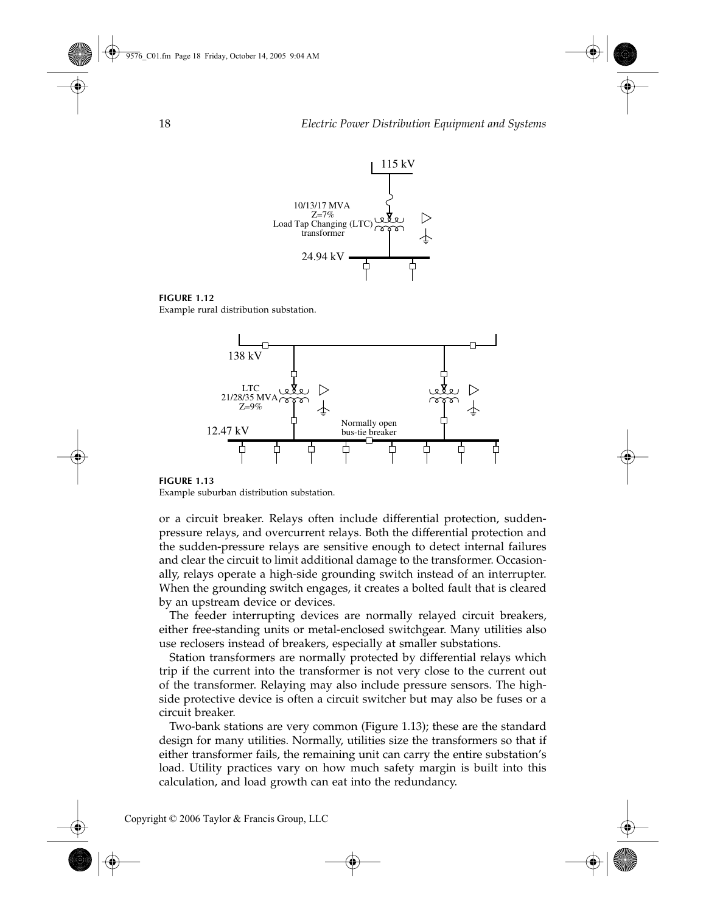115 kV

10/13/17 MVA
Z=7%
Load Tap Changing (LTC)
transformer

24.94 kV

**FIGURE 1.12**
Example rural distribution substation.

138 kV

LTC
21/28/35 MVA
Z=9%

12.47 kV

Normally open
bus-tie breaker

**FIGURE 1.13**
Example suburban distribution substation.

or a circuit breaker. Relays often include differential protection, sudden-pressure relays, and overcurrent relays. Both the differential protection and the sudden-pressure relays are sensitive enough to detect internal failures and clear the circuit to limit additional damage to the transformer. Occasionally, relays operate a high-side grounding switch instead of an interrupter. When the grounding switch engages, it creates a bolted fault that is cleared by an upstream device or devices.

The feeder interrupting devices are normally relayed circuit breakers, either free-standing units or metal-enclosed switchgear. Many utilities also use reclosers instead of breakers, especially at smaller substations.

Station transformers are normally protected by differential relays which trip if the current into the transformer is not very close to the current out of the transformer. Relaying may also include pressure sensors. The high-side protective device is often a circuit switcher but may also be fuses or a circuit breaker.

Two-bank stations are very common (Figure 1.13); these are the standard design for many utilities. Normally, utilities size the transformers so that if either transformer fails, the remaining unit can carry the entire substation's load. Utility practices vary on how much safety margin is built into this calculation, and load growth can eat into the redundancy.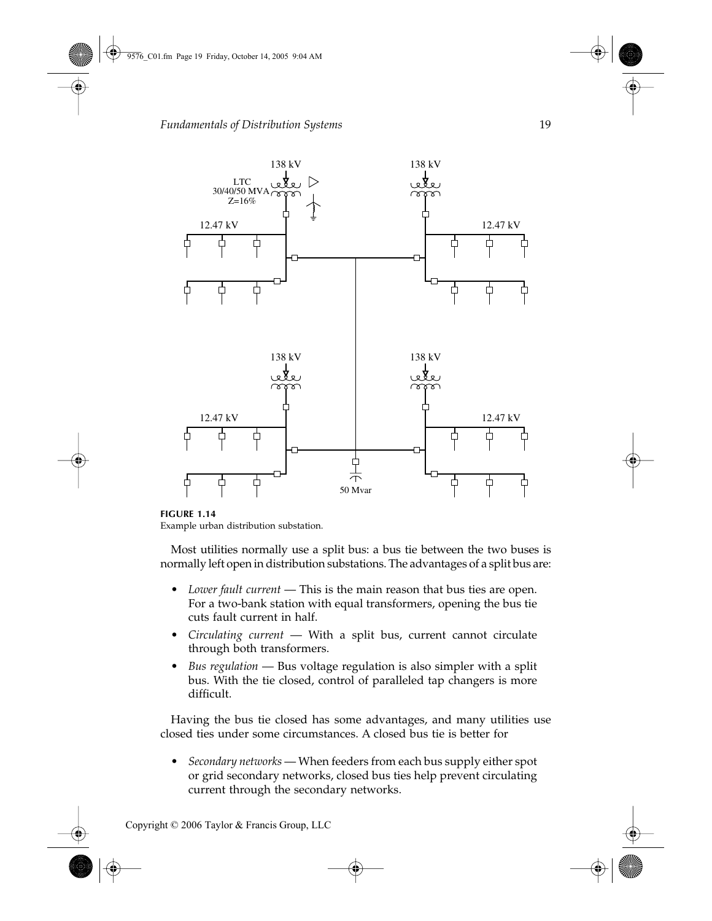138 kV

LTC

30/40/50 MVA

Z=16%

138 kV

12.47 kV

12.47 kV

138 kV

138 kV

12.47 kV

12.47 kV

50 Mvar

**FIGURE 1.14**
Example urban distribution substation.

Most utilities normally use a split bus: a bus tie between the two buses is normally left open in distribution substations. The advantages of a split bus are:

- *Lower fault current* — This is the main reason that bus ties are open. For a two-bank station with equal transformers, opening the bus tie cuts fault current in half.
- *Circulating current* — With a split bus, current cannot circulate through both transformers.
- *Bus regulation* — Bus voltage regulation is also simpler with a split bus. With the tie closed, control of paralleled tap changers is more difficult.

Having the bus tie closed has some advantages, and many utilities use closed ties under some circumstances. A closed bus tie is better for

- *Secondary networks* — When feeders from each bus supply either spot or grid secondary networks, closed bus ties help prevent circulating current through the secondary networks.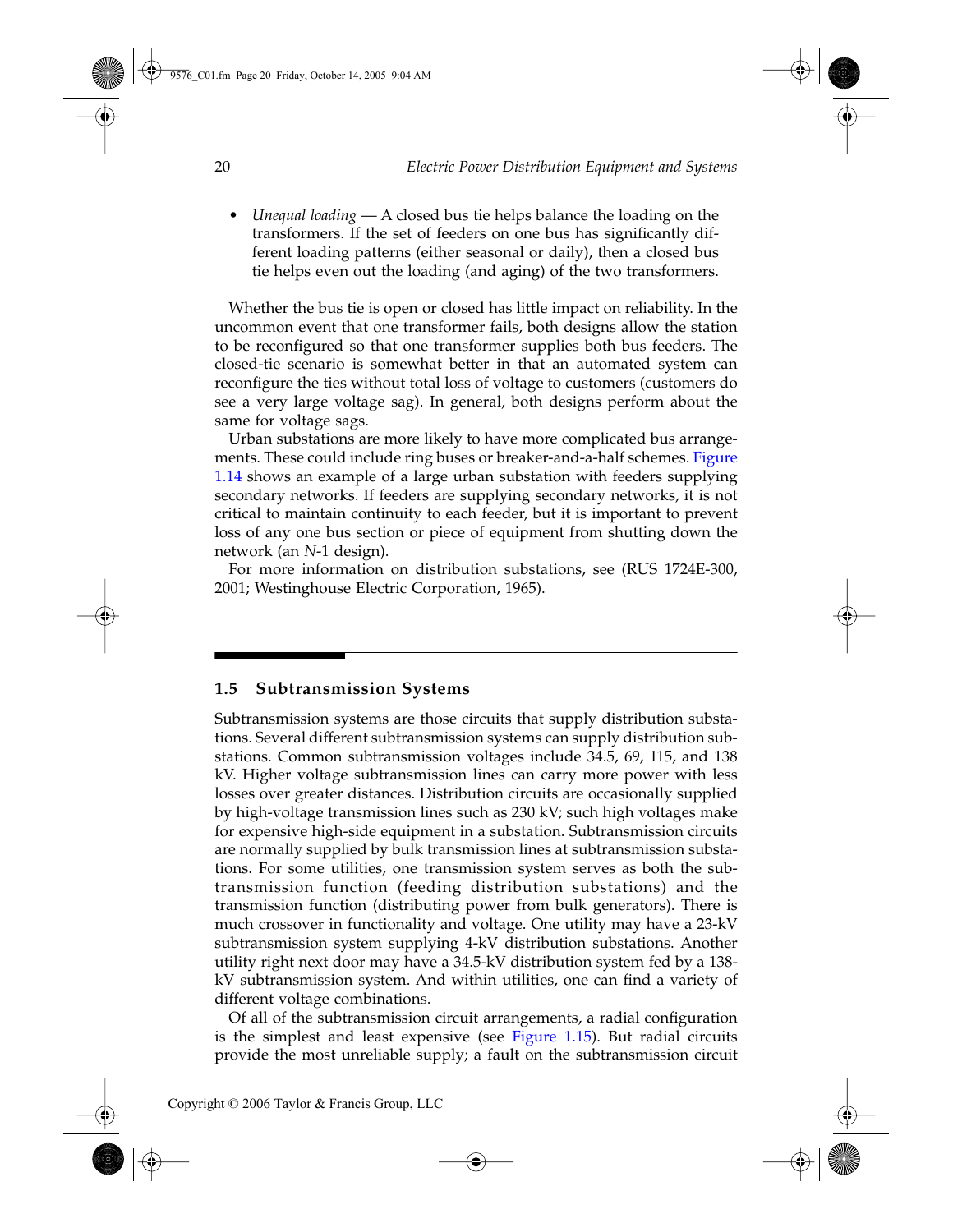- *Unequal loading* — A closed bus tie helps balance the loading on the transformers. If the set of feeders on one bus has significantly different loading patterns (either seasonal or daily), then a closed bus tie helps even out the loading (and aging) of the two transformers.

Whether the bus tie is open or closed has little impact on reliability. In the uncommon event that one transformer fails, both designs allow the station to be reconfigured so that one transformer supplies both bus feeders. The closed-tie scenario is somewhat better in that an automated system can reconfigure the ties without total loss of voltage to customers (customers do see a very large voltage sag). In general, both designs perform about the same for voltage sags.

Urban substations are more likely to have more complicated bus arrangements. These could include ring buses or breaker-and-a-half schemes. Figure 1.14 shows an example of a large urban substation with feeders supplying secondary networks. If feeders are supplying secondary networks, it is not critical to maintain continuity to each feeder, but it is important to prevent loss of any one bus section or piece of equipment from shutting down the network (an *N*-1 design).

For more information on distribution substations, see (RUS 1724E-300, 2001; Westinghouse Electric Corporation, 1965).

## 1.5 Subtransmission Systems

Subtransmission systems are those circuits that supply distribution substations. Several different subtransmission systems can supply distribution substations. Common subtransmission voltages include 34.5, 69, 115, and 138 kV. Higher voltage subtransmission lines can carry more power with less losses over greater distances. Distribution circuits are occasionally supplied by high-voltage transmission lines such as 230 kV; such high voltages make for expensive high-side equipment in a substation. Subtransmission circuits are normally supplied by bulk transmission lines at subtransmission substations. For some utilities, one transmission system serves as both the subtransmission function (feeding distribution substations) and the transmission function (distributing power from bulk generators). There is much crossover in functionality and voltage. One utility may have a 23-kV subtransmission system supplying 4-kV distribution substations. Another utility right next door may have a 34.5-kV distribution system fed by a 138-kV subtransmission system. And within utilities, one can find a variety of different voltage combinations.

Of all of the subtransmission circuit arrangements, a radial configuration is the simplest and least expensive (see Figure 1.15). But radial circuits provide the most unreliable supply; a fault on the subtransmission circuit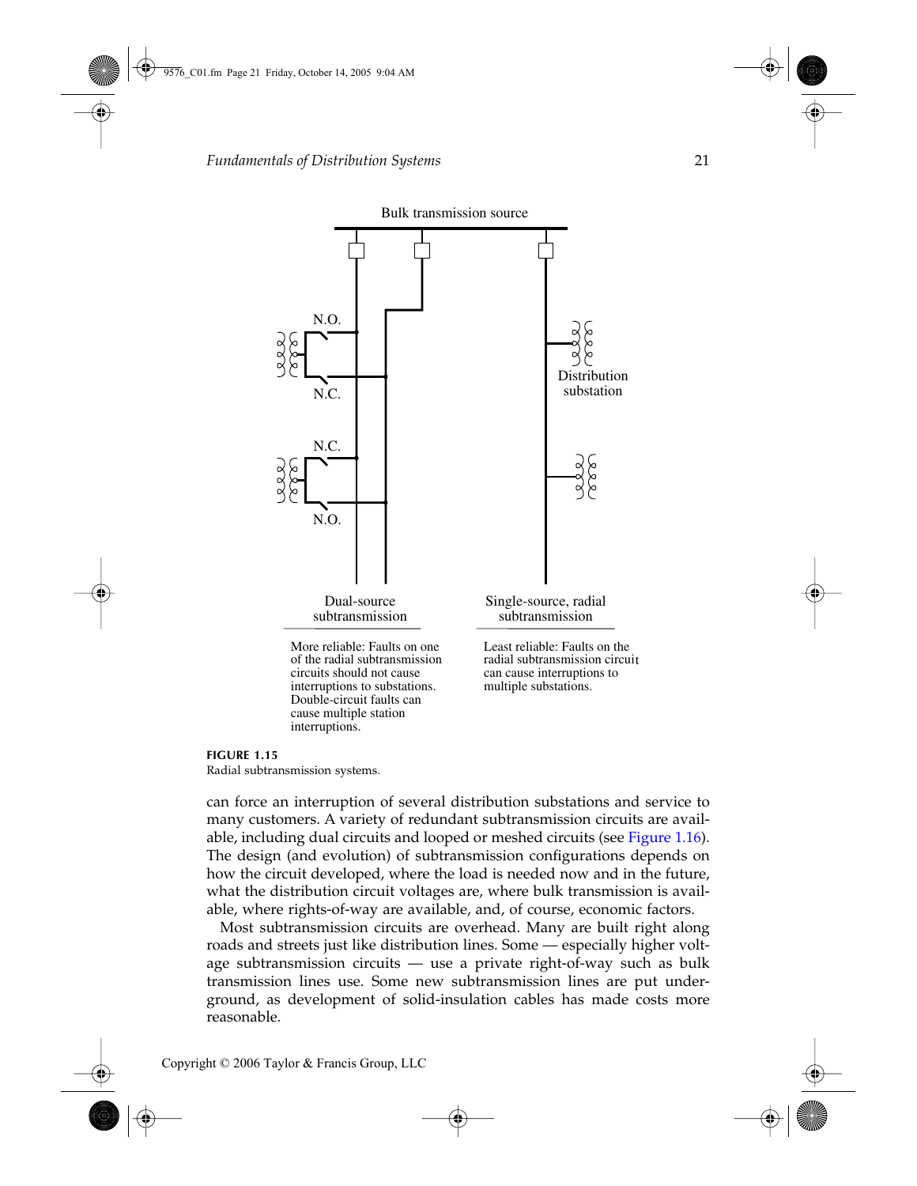Bulk transmission source

N.O.

N.C.

N.C.

N.O.

Distribution substation

Dual-source subtransmission

More reliable: Faults on one of the radial subtransmission circuits should not cause interruptions to substations. Double-circuit faults can cause multiple station interruptions.

Single-source, radial subtransmission

Least reliable: Faults on the radial subtransmission circuit can cause interruptions to multiple substations.

**FIGURE 1.15**
Radial subtransmission systems.

can force an interruption of several distribution substations and service to many customers. A variety of redundant subtransmission circuits are available, including dual circuits and looped or meshed circuits (see Figure 1.16). The design (and evolution) of subtransmission configurations depends on how the circuit developed, where the load is needed now and in the future, what the distribution circuit voltages are, where bulk transmission is available, where rights-of-way are available, and, of course, economic factors.

Most subtransmission circuits are overhead. Many are built right along roads and streets just like distribution lines. Some — especially higher voltage subtransmission circuits — use a private right-of-way such as bulk transmission lines use. Some new subtransmission lines are put underground, as development of solid-insulation cables has made costs more reasonable.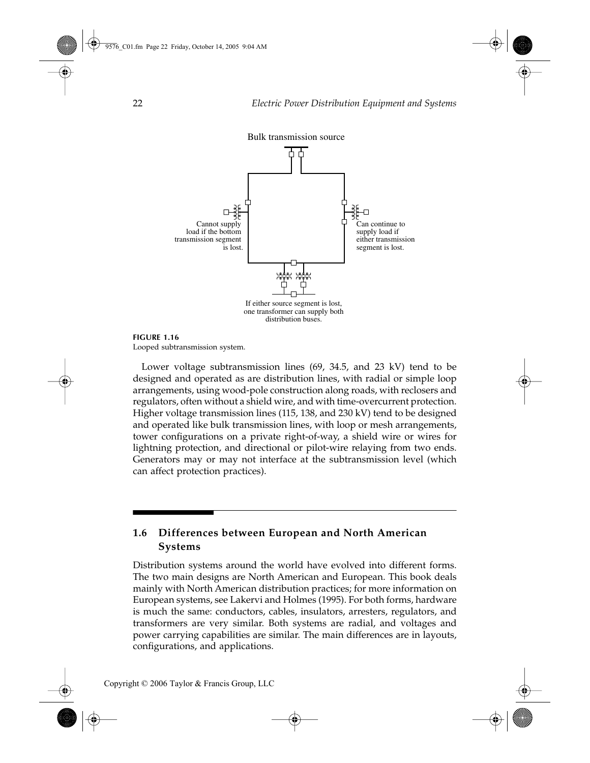Bulk transmission source

Cannot supply load if the bottom transmission segment is lost.

Can continue to supply load if either transmission segment is lost.

If either source segment is lost, one transformer can supply both distribution buses.

**FIGURE 1.16**
Looped subtransmission system.

Lower voltage subtransmission lines (69, 34.5, and 23 kV) tend to be designed and operated as are distribution lines, with radial or simple loop arrangements, using wood-pole construction along roads, with reclosers and regulators, often without a shield wire, and with time-overcurrent protection. Higher voltage transmission lines (115, 138, and 230 kV) tend to be designed and operated like bulk transmission lines, with loop or mesh arrangements, tower configurations on a private right-of-way, a shield wire or wires for lightning protection, and directional or pilot-wire relaying from two ends. Generators may or may not interface at the subtransmission level (which can affect protection practices).

## 1.6 Differences between European and North American Systems

Distribution systems around the world have evolved into different forms. The two main designs are North American and European. This book deals mainly with North American distribution practices; for more information on European systems, see Lakervi and Holmes (1995). For both forms, hardware is much the same: conductors, cables, insulators, arresters, regulators, and transformers are very similar. Both systems are radial, and voltages and power carrying capabilities are similar. The main differences are in layouts, configurations, and applications.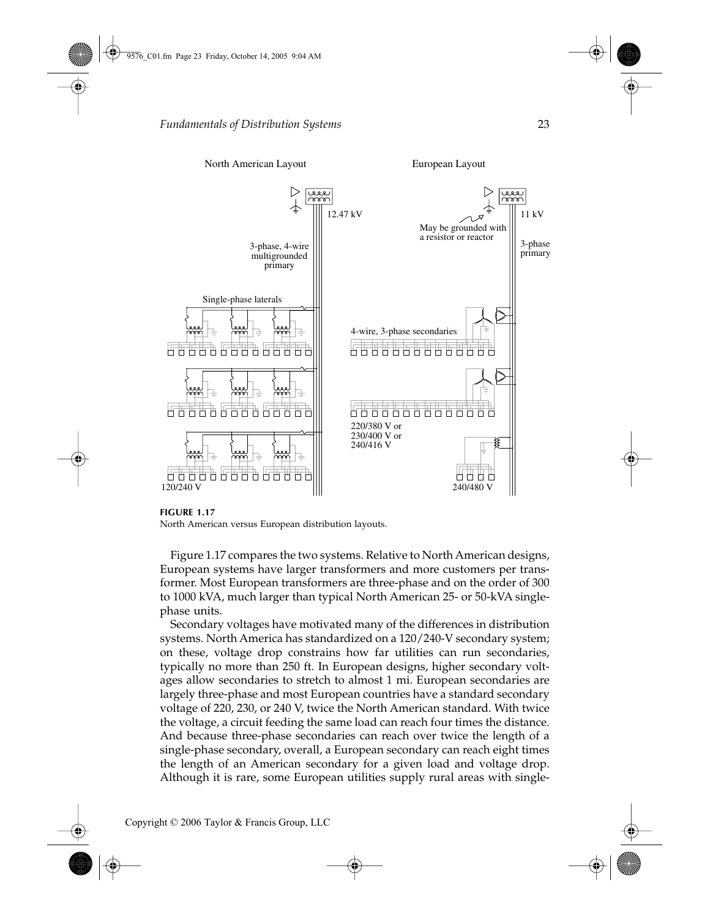North American Layout

European Layout

12.47 kV

3-phase, 4-wire multigrounded primary

Single-phase laterals

120/240 V

11 kV

May be grounded with a resistor or reactor

3-phase primary

4-wire, 3-phase secondaries

220/380 V or 230/400 V or 240/416 V

240/480 V

**FIGURE 1.17**
North American versus European distribution layouts.

Figure 1.17 compares the two systems. Relative to North American designs, European systems have larger transformers and more customers per transformer. Most European transformers are three-phase and on the order of 300 to 1000 kVA, much larger than typical North American 25- or 50-kVA single-phase units.

Secondary voltages have motivated many of the differences in distribution systems. North America has standardized on a 120/240-V secondary system; on these, voltage drop constrains how far utilities can run secondaries, typically no more than 250 ft. In European designs, higher secondary voltages allow secondaries to stretch to almost 1 mi. European secondaries are largely three-phase and most European countries have a standard secondary voltage of 220, 230, or 240 V, twice the North American standard. With twice the voltage, a circuit feeding the same load can reach four times the distance. And because three-phase secondaries can reach over twice the length of a single-phase secondary, overall, a European secondary can reach eight times the length of an American secondary for a given load and voltage drop. Although it is rare, some European utilities supply rural areas with single-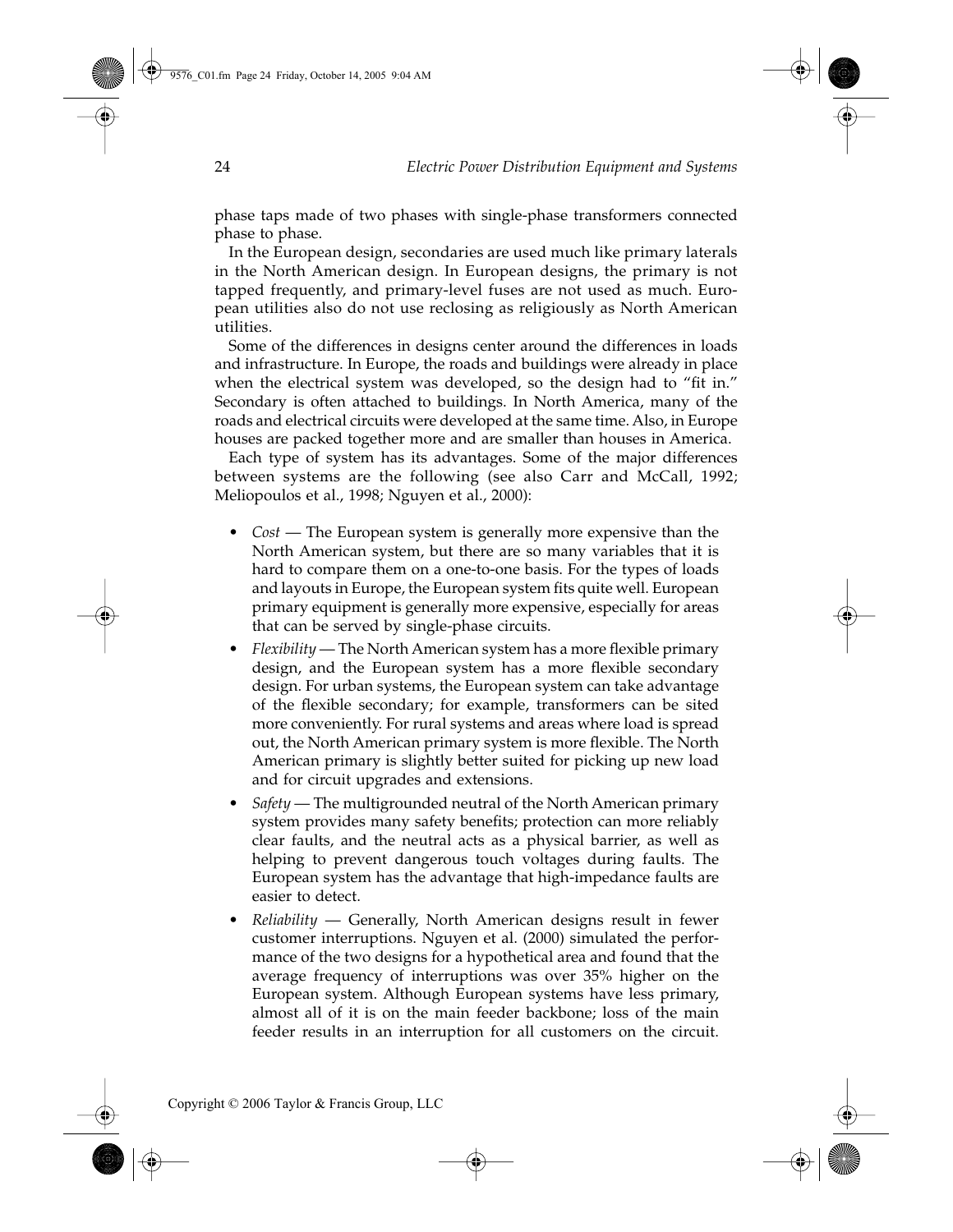phase taps made of two phases with single-phase transformers connected phase to phase.

In the European design, secondaries are used much like primary laterals in the North American design. In European designs, the primary is not tapped frequently, and primary-level fuses are not used as much. European utilities also do not use reclosing as religiously as North American utilities.

Some of the differences in designs center around the differences in loads and infrastructure. In Europe, the roads and buildings were already in place when the electrical system was developed, so the design had to "fit in." Secondary is often attached to buildings. In North America, many of the roads and electrical circuits were developed at the same time. Also, in Europe houses are packed together more and are smaller than houses in America.

Each type of system has its advantages. Some of the major differences between systems are the following (see also Carr and McCall, 1992; Meliopoulos et al., 1998; Nguyen et al., 2000):

- *Cost* — The European system is generally more expensive than the North American system, but there are so many variables that it is hard to compare them on a one-to-one basis. For the types of loads and layouts in Europe, the European system fits quite well. European primary equipment is generally more expensive, especially for areas that can be served by single-phase circuits.
- *Flexibility* — The North American system has a more flexible primary design, and the European system has a more flexible secondary design. For urban systems, the European system can take advantage of the flexible secondary; for example, transformers can be sited more conveniently. For rural systems and areas where load is spread out, the North American primary system is more flexible. The North American primary is slightly better suited for picking up new load and for circuit upgrades and extensions.
- *Safety* — The multigrounded neutral of the North American primary system provides many safety benefits; protection can more reliably clear faults, and the neutral acts as a physical barrier, as well as helping to prevent dangerous touch voltages during faults. The European system has the advantage that high-impedance faults are easier to detect.
- *Reliability* — Generally, North American designs result in fewer customer interruptions. Nguyen et al. (2000) simulated the performance of the two designs for a hypothetical area and found that the average frequency of interruptions was over 35% higher on the European system. Although European systems have less primary, almost all of it is on the main feeder backbone; loss of the main feeder results in an interruption for all customers on the circuit.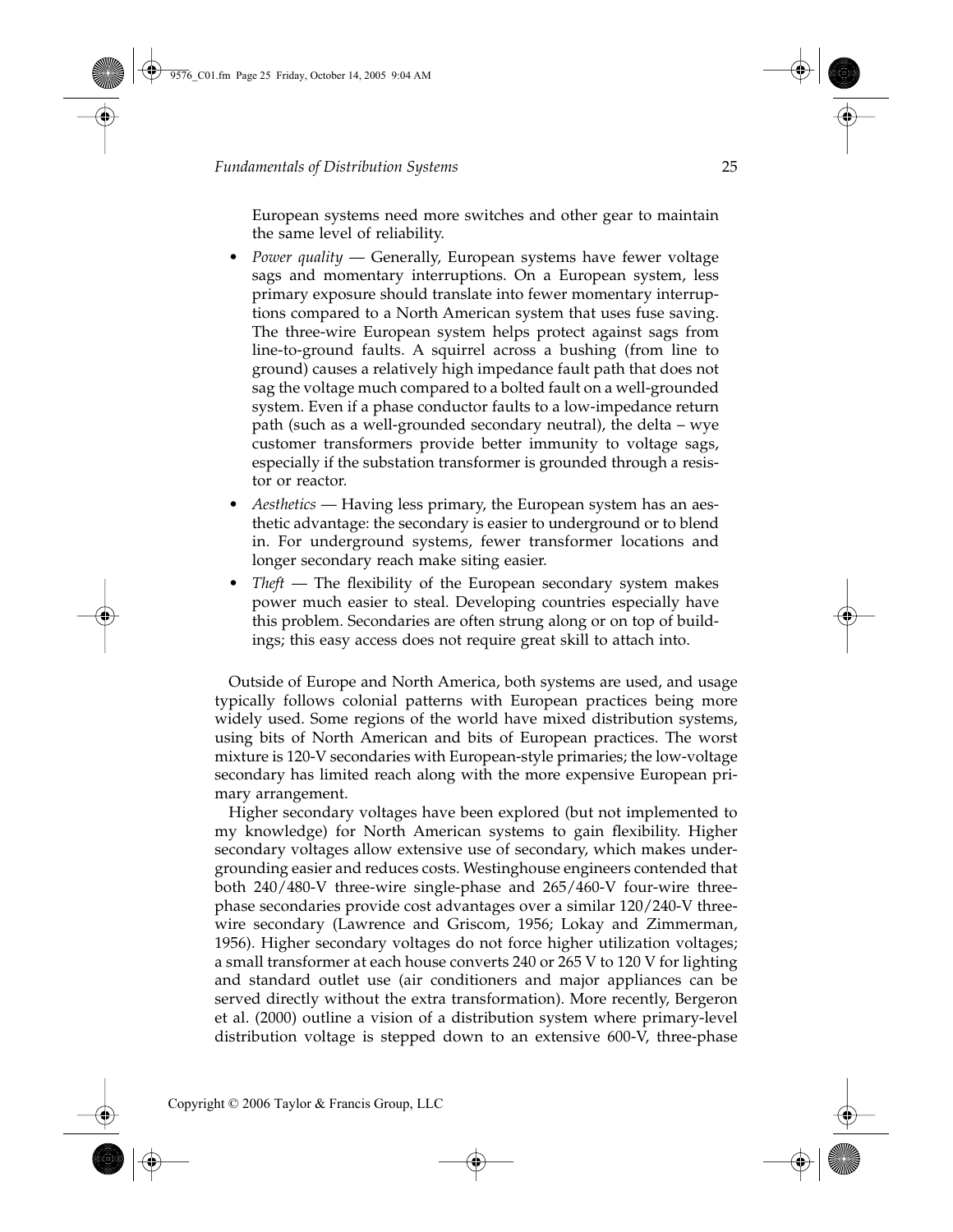European systems need more switches and other gear to maintain the same level of reliability.

- *Power quality* — Generally, European systems have fewer voltage sags and momentary interruptions. On a European system, less primary exposure should translate into fewer momentary interruptions compared to a North American system that uses fuse saving. The three-wire European system helps protect against sags from line-to-ground faults. A squirrel across a bushing (from line to ground) causes a relatively high impedance fault path that does not sag the voltage much compared to a bolted fault on a well-grounded system. Even if a phase conductor faults to a low-impedance return path (such as a well-grounded secondary neutral), the delta – wye customer transformers provide better immunity to voltage sags, especially if the substation transformer is grounded through a resistor or reactor.
- *Aesthetics* — Having less primary, the European system has an aesthetic advantage: the secondary is easier to underground or to blend in. For underground systems, fewer transformer locations and longer secondary reach make siting easier.
- *Theft* — The flexibility of the European secondary system makes power much easier to steal. Developing countries especially have this problem. Secondaries are often strung along or on top of buildings; this easy access does not require great skill to attach into.

Outside of Europe and North America, both systems are used, and usage typically follows colonial patterns with European practices being more widely used. Some regions of the world have mixed distribution systems, using bits of North American and bits of European practices. The worst mixture is 120-V secondaries with European-style primaries; the low-voltage secondary has limited reach along with the more expensive European primary arrangement.

Higher secondary voltages have been explored (but not implemented to my knowledge) for North American systems to gain flexibility. Higher secondary voltages allow extensive use of secondary, which makes undergrounding easier and reduces costs. Westinghouse engineers contended that both 240/480-V three-wire single-phase and 265/460-V four-wire three-phase secondaries provide cost advantages over a similar 120/240-V three-wire secondary (Lawrence and Griscom, 1956; Lokay and Zimmerman, 1956). Higher secondary voltages do not force higher utilization voltages; a small transformer at each house converts 240 or 265 V to 120 V for lighting and standard outlet use (air conditioners and major appliances can be served directly without the extra transformation). More recently, Bergeron et al. (2000) outline a vision of a distribution system where primary-level distribution voltage is stepped down to an extensive 600-V, three-phase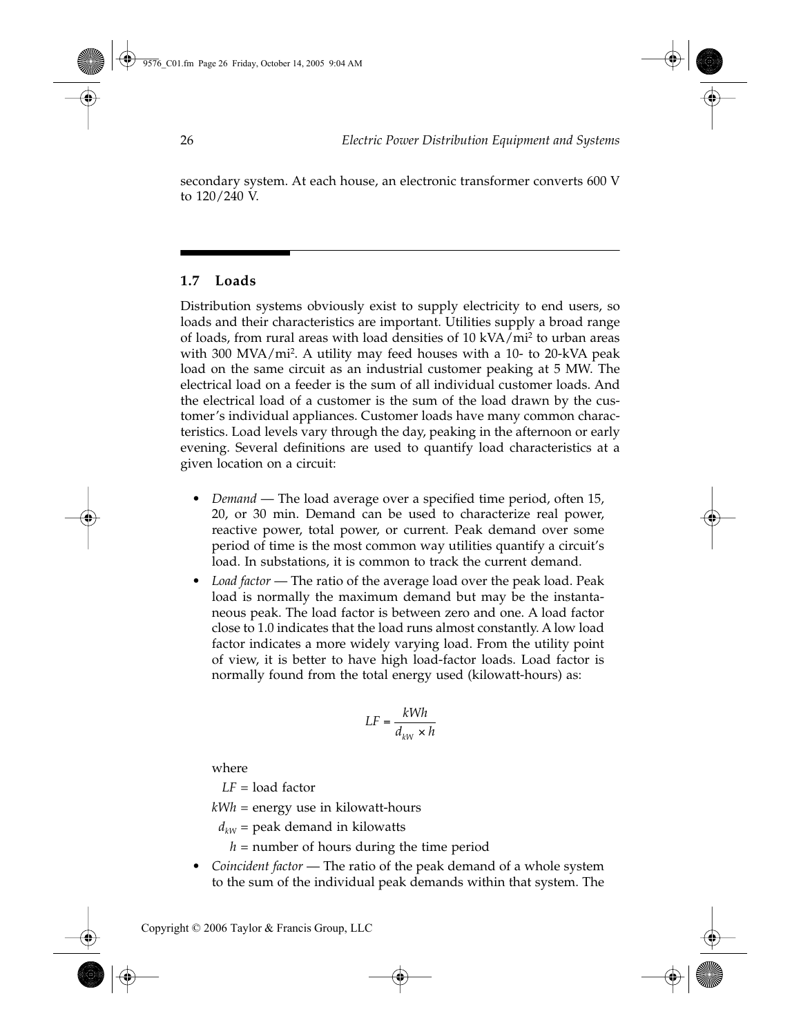secondary system. At each house, an electronic transformer converts 600 V to 120/240 V.

## 1.7 Loads

Distribution systems obviously exist to supply electricity to end users, so loads and their characteristics are important. Utilities supply a broad range of loads, from rural areas with load densities of 10 kVA/mi$^2$ to urban areas with 300 MVA/mi$^2$. A utility may feed houses with a 10- to 20-kVA peak load on the same circuit as an industrial customer peaking at 5 MW. The electrical load on a feeder is the sum of all individual customer loads. And the electrical load of a customer is the sum of the load drawn by the customer's individual appliances. Customer loads have many common characteristics. Load levels vary through the day, peaking in the afternoon or early evening. Several definitions are used to quantify load characteristics at a given location on a circuit:

- *Demand* — The load average over a specified time period, often 15, 20, or 30 min. Demand can be used to characterize real power, reactive power, total power, or current. Peak demand over some period of time is the most common way utilities quantify a circuit's load. In substations, it is common to track the current demand.
- *Load factor* — The ratio of the average load over the peak load. Peak load is normally the maximum demand but may be the instantaneous peak. The load factor is between zero and one. A load factor close to 1.0 indicates that the load runs almost constantly. A low load factor indicates a more widely varying load. From the utility point of view, it is better to have high load-factor loads. Load factor is normally found from the total energy used (kilowatt-hours) as:

$$LF = \frac{kWh}{d_{kW} \times h}$$

  where

  $LF$ = load factor

  $kWh$ = energy use in kilowatt-hours

  $d_{kW}$ = peak demand in kilowatts

  $h$ = number of hours during the time period

- *Coincident factor* — The ratio of the peak demand of a whole system to the sum of the individual peak demands within that system. The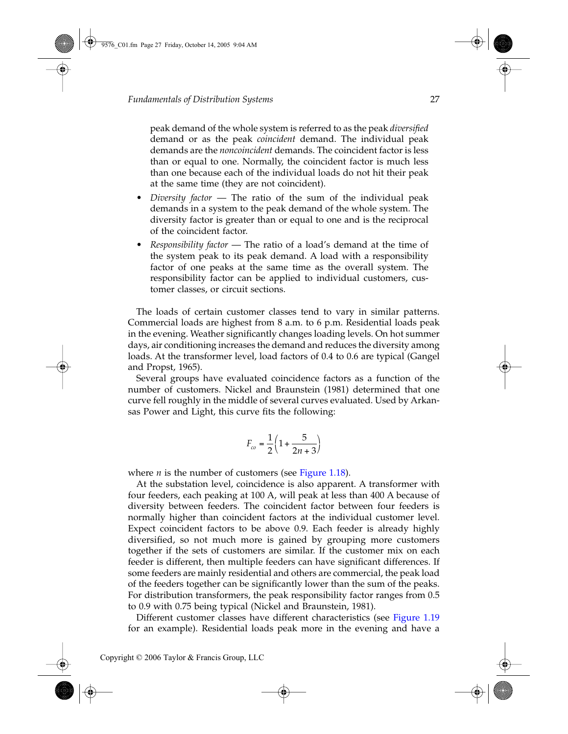peak demand of the whole system is referred to as the peak *diversified* demand or as the peak *coincident* demand. The individual peak demands are the *noncoincident* demands. The coincident factor is less than or equal to one. Normally, the coincident factor is much less than one because each of the individual loads do not hit their peak at the same time (they are not coincident).

- *Diversity factor* — The ratio of the sum of the individual peak demands in a system to the peak demand of the whole system. The diversity factor is greater than or equal to one and is the reciprocal of the coincident factor.
- *Responsibility factor* — The ratio of a load's demand at the time of the system peak to its peak demand. A load with a responsibility factor of one peaks at the same time as the overall system. The responsibility factor can be applied to individual customers, customer classes, or circuit sections.

The loads of certain customer classes tend to vary in similar patterns. Commercial loads are highest from 8 a.m. to 6 p.m. Residential loads peak in the evening. Weather significantly changes loading levels. On hot summer days, air conditioning increases the demand and reduces the diversity among loads. At the transformer level, load factors of 0.4 to 0.6 are typical (Gangel and Propst, 1965).

Several groups have evaluated coincidence factors as a function of the number of customers. Nickel and Braunstein (1981) determined that one curve fell roughly in the middle of several curves evaluated. Used by Arkansas Power and Light, this curve fits the following:

$$F_{co} = \frac{1}{2}\left(1 + \frac{5}{2n+3}\right)$$

where $n$ is the number of customers (see Figure 1.18).

At the substation level, coincidence is also apparent. A transformer with four feeders, each peaking at 100 A, will peak at less than 400 A because of diversity between feeders. The coincident factor between four feeders is normally higher than coincident factors at the individual customer level. Expect coincident factors to be above 0.9. Each feeder is already highly diversified, so not much more is gained by grouping more customers together if the sets of customers are similar. If the customer mix on each feeder is different, then multiple feeders can have significant differences. If some feeders are mainly residential and others are commercial, the peak load of the feeders together can be significantly lower than the sum of the peaks. For distribution transformers, the peak responsibility factor ranges from 0.5 to 0.9 with 0.75 being typical (Nickel and Braunstein, 1981).

Different customer classes have different characteristics (see Figure 1.19 for an example). Residential loads peak more in the evening and have a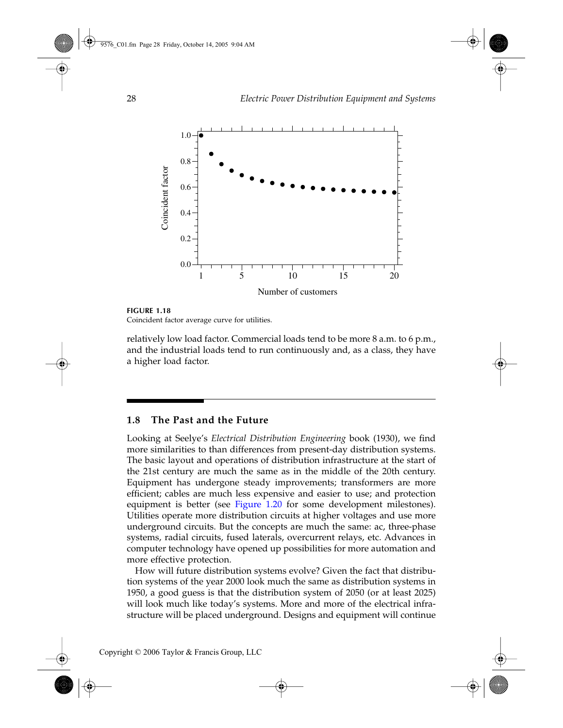Coincident factor

1.0
0.8
0.6
0.4
0.2
0.0

1
5
10
15
20

Number of customers

**FIGURE 1.18**
Coincident factor average curve for utilities.

relatively low load factor. Commercial loads tend to be more 8 a.m. to 6 p.m., and the industrial loads tend to run continuously and, as a class, they have a higher load factor.

## 1.8 The Past and the Future

Looking at Seelye's *Electrical Distribution Engineering* book (1930), we find more similarities to than differences from present-day distribution systems. The basic layout and operations of distribution infrastructure at the start of the 21st century are much the same as in the middle of the 20th century. Equipment has undergone steady improvements; transformers are more efficient; cables are much less expensive and easier to use; and protection equipment is better (see Figure 1.20 for some development milestones). Utilities operate more distribution circuits at higher voltages and use more underground circuits. But the concepts are much the same: ac, three-phase systems, radial circuits, fused laterals, overcurrent relays, etc. Advances in computer technology have opened up possibilities for more automation and more effective protection.

How will future distribution systems evolve? Given the fact that distribution systems of the year 2000 look much the same as distribution systems in 1950, a good guess is that the distribution system of 2050 (or at least 2025) will look much like today's systems. More and more of the electrical infrastructure will be placed underground. Designs and equipment will continue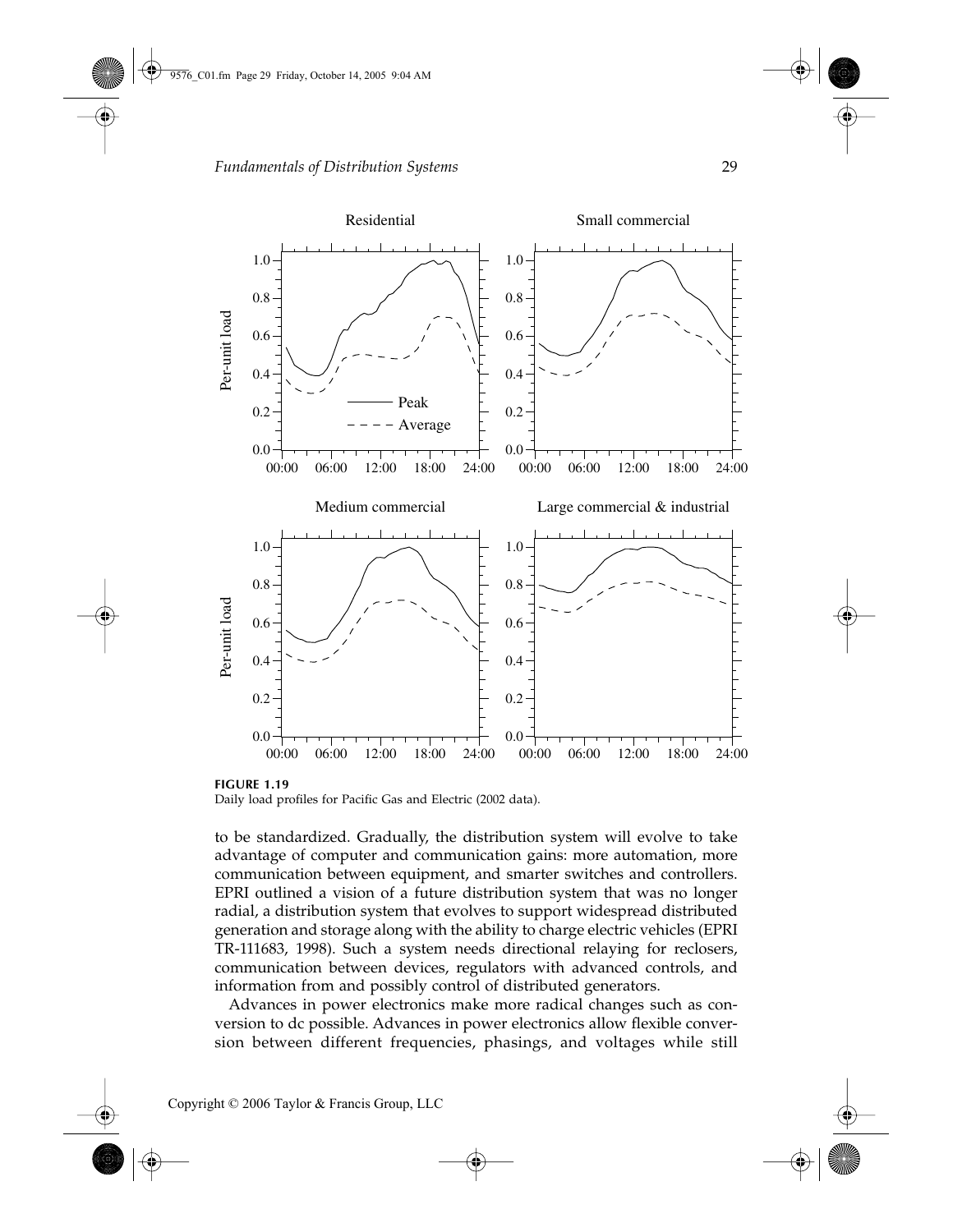**FIGURE 1.19**
Daily load profiles for Pacific Gas and Electric (2002 data).

to be standardized. Gradually, the distribution system will evolve to take advantage of computer and communication gains: more automation, more communication between equipment, and smarter switches and controllers. EPRI outlined a vision of a future distribution system that was no longer radial, a distribution system that evolves to support widespread distributed generation and storage along with the ability to charge electric vehicles (EPRI TR-111683, 1998). Such a system needs directional relaying for reclosers, communication between devices, regulators with advanced controls, and information from and possibly control of distributed generators.

Advances in power electronics make more radical changes such as conversion to dc possible. Advances in power electronics allow flexible conversion between different frequencies, phasings, and voltages while still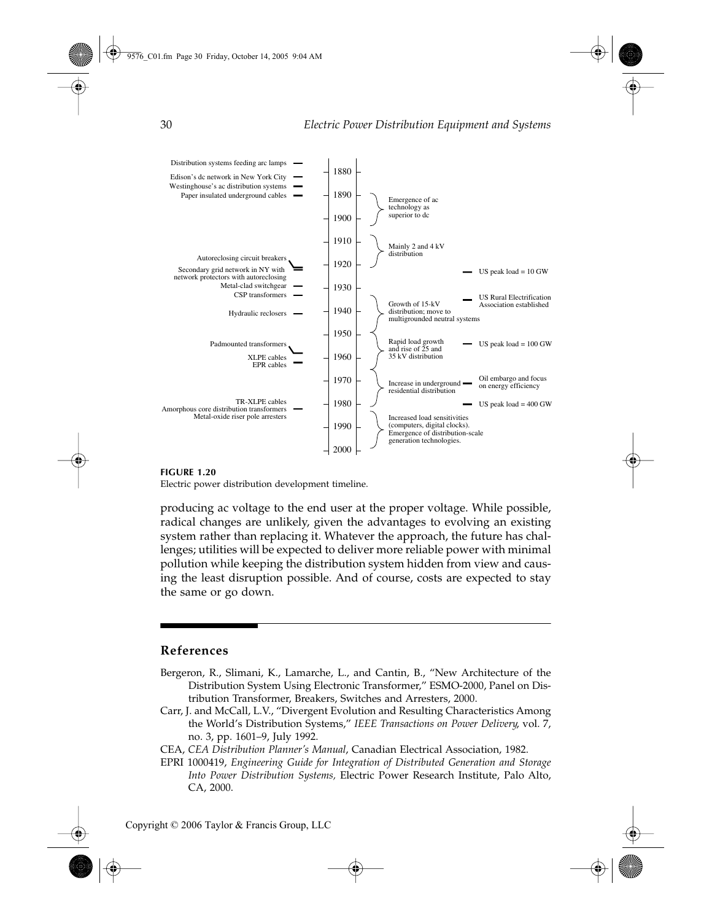Distribution systems feeding arc lamps
Edison's dc network in New York City
Westinghouse's ac distribution systems
Paper insulated underground cables
Autoreclosing circuit breakers
Secondary grid network in NY with network protectors with autoreclosing
Metal-clad switchgear
CSP transformers
Hydraulic reclosers
Padmounted transformers
XLPE cables
EPR cables
TR-XLPE cables
Amorphous core distribution transformers
Metal-oxide riser pole arresters

1880
1890
1900
1910
1920
1930
1940
1950
1960
1970
1980
1990
2000

Emergence of ac technology as superior to dc
Mainly 2 and 4 kV distribution
Growth of 15-kV distribution; move to multigrounded neutral systems
Rapid load growth and rise of 25 and 35 kV distribution
Increase in underground residential distribution
Increased load sensitivities (computers, digital clocks). Emergence of distribution-scale generation technologies.

US peak load = 10 GW
US Rural Electrification Association established
US peak load = 100 GW
Oil embargo and focus on energy efficiency
US peak load = 400 GW

**FIGURE 1.20**
Electric power distribution development timeline.

producing ac voltage to the end user at the proper voltage. While possible, radical changes are unlikely, given the advantages to evolving an existing system rather than replacing it. Whatever the approach, the future has challenges; utilities will be expected to deliver more reliable power with minimal pollution while keeping the distribution system hidden from view and causing the least disruption possible. And of course, costs are expected to stay the same or go down.

## References

Bergeron, R., Slimani, K., Lamarche, L., and Cantin, B., "New Architecture of the Distribution System Using Electronic Transformer," ESMO-2000, Panel on Distribution Transformer, Breakers, Switches and Arresters, 2000.

Carr, J. and McCall, L.V., "Divergent Evolution and Resulting Characteristics Among the World's Distribution Systems," *IEEE Transactions on Power Delivery*, vol. 7, no. 3, pp. 1601–9, July 1992.

CEA, *CEA Distribution Planner's Manual*, Canadian Electrical Association, 1982.

EPRI 1000419, *Engineering Guide for Integration of Distributed Generation and Storage Into Power Distribution Systems,* Electric Power Research Institute, Palo Alto, CA, 2000.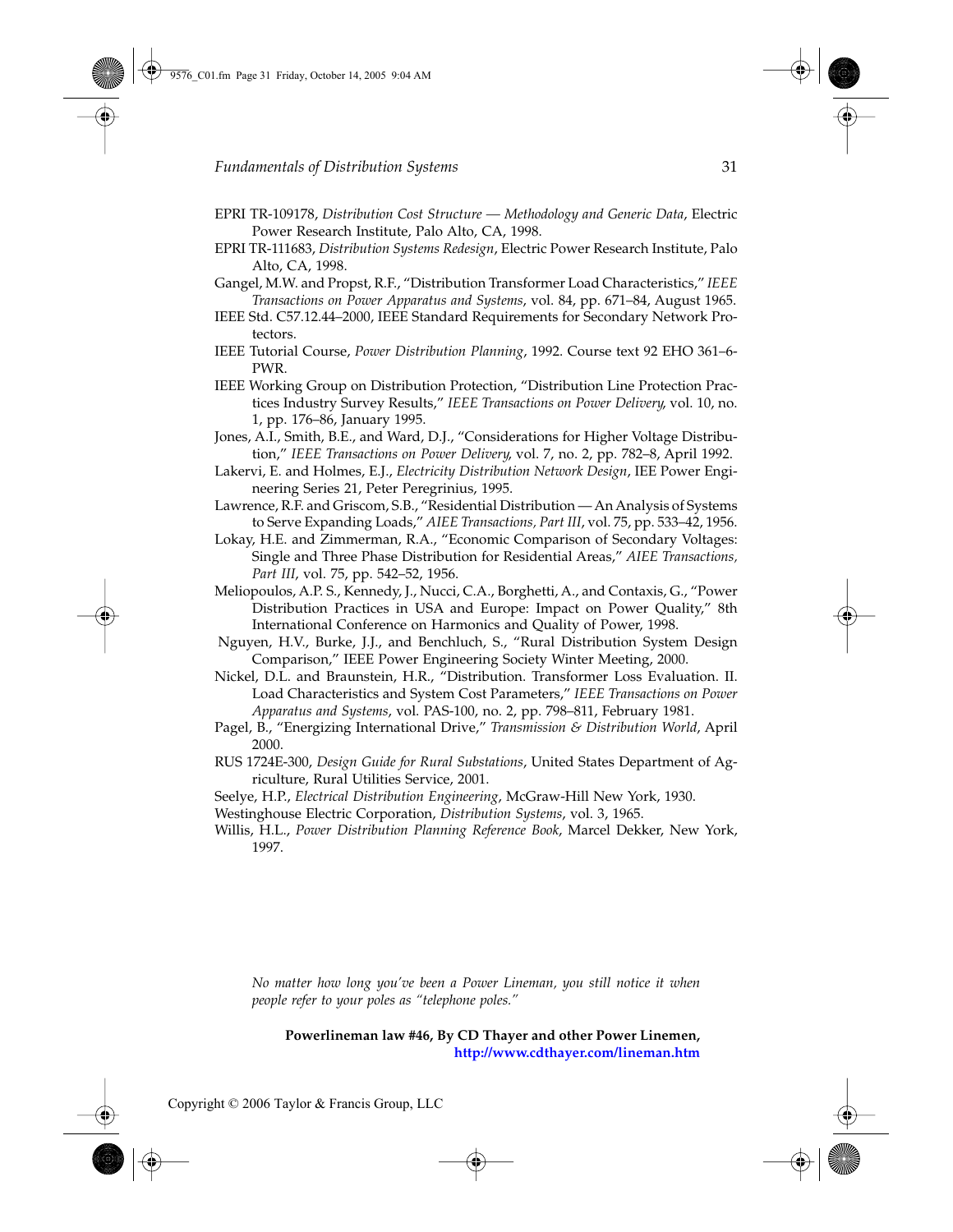EPRI TR-109178, *Distribution Cost Structure — Methodology and Generic Data*, Electric Power Research Institute, Palo Alto, CA, 1998.

EPRI TR-111683, *Distribution Systems Redesign*, Electric Power Research Institute, Palo Alto, CA, 1998.

Gangel, M.W. and Propst, R.F., "Distribution Transformer Load Characteristics," *IEEE Transactions on Power Apparatus and Systems*, vol. 84, pp. 671–84, August 1965.

IEEE Std. C57.12.44–2000, IEEE Standard Requirements for Secondary Network Protectors.

IEEE Tutorial Course, *Power Distribution Planning*, 1992. Course text 92 EHO 361–6-PWR.

IEEE Working Group on Distribution Protection, "Distribution Line Protection Practices Industry Survey Results," *IEEE Transactions on Power Delivery*, vol. 10, no. 1, pp. 176–86, January 1995.

Jones, A.I., Smith, B.E., and Ward, D.J., "Considerations for Higher Voltage Distribution," *IEEE Transactions on Power Delivery*, vol. 7, no. 2, pp. 782–8, April 1992.

Lakervi, E. and Holmes, E.J., *Electricity Distribution Network Design*, IEE Power Engineering Series 21, Peter Peregrinius, 1995.

Lawrence, R.F. and Griscom, S.B., "Residential Distribution — An Analysis of Systems to Serve Expanding Loads," *AIEE Transactions, Part III*, vol. 75, pp. 533–42, 1956.

Lokay, H.E. and Zimmerman, R.A., "Economic Comparison of Secondary Voltages: Single and Three Phase Distribution for Residential Areas," *AIEE Transactions, Part III*, vol. 75, pp. 542–52, 1956.

Meliopoulos, A.P. S., Kennedy, J., Nucci, C.A., Borghetti, A., and Contaxis, G., "Power Distribution Practices in USA and Europe: Impact on Power Quality," 8th International Conference on Harmonics and Quality of Power, 1998.

Nguyen, H.V., Burke, J.J., and Benchluch, S., "Rural Distribution System Design Comparison," IEEE Power Engineering Society Winter Meeting, 2000.

Nickel, D.L. and Braunstein, H.R., "Distribution. Transformer Loss Evaluation. II. Load Characteristics and System Cost Parameters," *IEEE Transactions on Power Apparatus and Systems*, vol. PAS-100, no. 2, pp. 798–811, February 1981.

Pagel, B., "Energizing International Drive," *Transmission & Distribution World*, April 2000.

RUS 1724E-300, *Design Guide for Rural Substations*, United States Department of Agriculture, Rural Utilities Service, 2001.

Seelye, H.P., *Electrical Distribution Engineering*, McGraw-Hill New York, 1930.

Westinghouse Electric Corporation, *Distribution Systems*, vol. 3, 1965.

Willis, H.L., *Power Distribution Planning Reference Book*, Marcel Dekker, New York, 1997.

*No matter how long you've been a Power Lineman, you still notice it when people refer to your poles as "telephone poles."*

**Powerlineman law #46, By CD Thayer and other Power Linemen, http://www.cdthayer.com/lineman.htm**